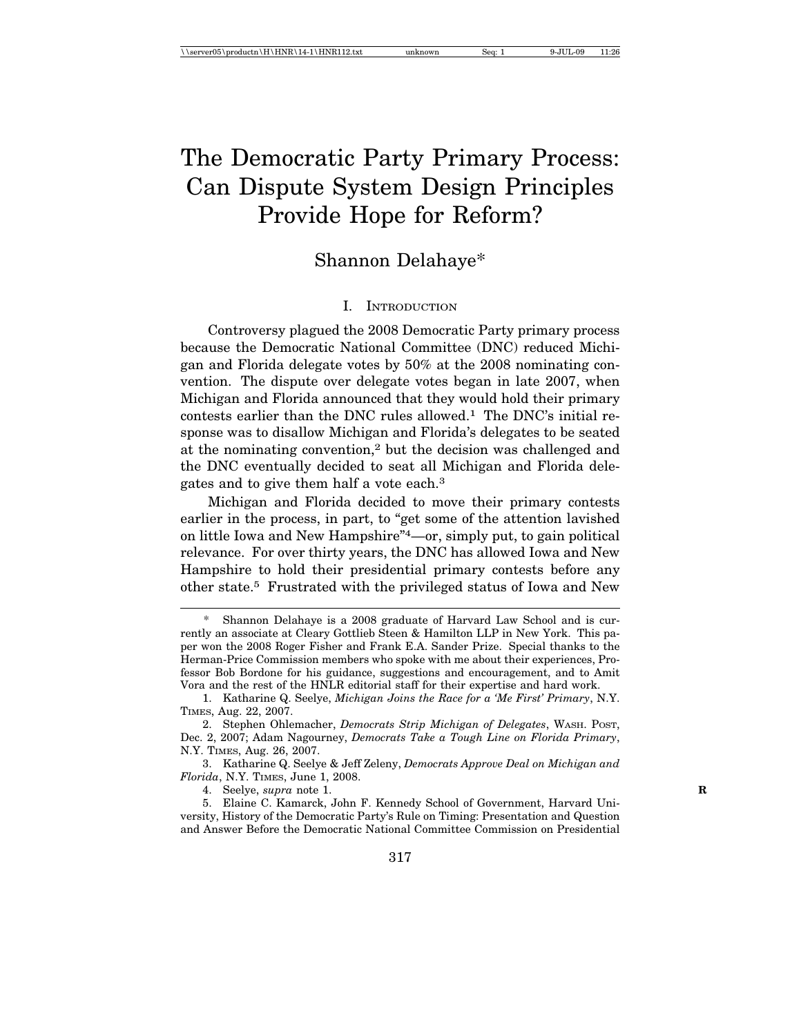# The Democratic Party Primary Process: Can Dispute System Design Principles Provide Hope for Reform?

Shannon Delahaye*

## I. Introduction

Controversy plagued the 2008 Democratic Party primary process because the Democratic National Committee (DNC) reduced Michigan and Florida delegate votes by 50% at the 2008 nominating convention. The dispute over delegate votes began in late 2007, when Michigan and Florida announced that they would hold their primary contests earlier than the DNC rules allowed.[1] The DNC's initial response was to disallow Michigan and Florida's delegates to be seated at the nominating convention,[2] but the decision was challenged and the DNC eventually decided to seat all Michigan and Florida delegates and to give them half a vote each.[3]

Michigan and Florida decided to move their primary contests earlier in the process, in part, to "get some of the attention lavished on little Iowa and New Hampshire"[4]—or, simply put, to gain political relevance. For over thirty years, the DNC has allowed Iowa and New Hampshire to hold their presidential primary contests before any other state.[5] Frustrated with the privileged status of Iowa and New

---

\* Shannon Delahaye is a 2008 graduate of Harvard Law School and is currently an associate at Cleary Gottlieb Steen & Hamilton LLP in New York. This paper won the 2008 Roger Fisher and Frank E.A. Sander Prize. Special thanks to the Herman-Price Commission members who spoke with me about their experiences, Professor Bob Bordone for his guidance, suggestions and encouragement, and to Amit Vora and the rest of the HNLR editorial staff for their expertise and hard work.

1. Katharine Q. Seelye, *Michigan Joins the Race for a 'Me First' Primary*, N.Y. Times, Aug. 22, 2007.

2. Stephen Ohlemacher, *Democrats Strip Michigan of Delegates*, Wash. Post, Dec. 2, 2007; Adam Nagourney, *Democrats Take a Tough Line on Florida Primary*, N.Y. Times, Aug. 26, 2007.

3. Katharine Q. Seelye & Jeff Zeleny, *Democrats Approve Deal on Michigan and Florida*, N.Y. Times, June 1, 2008.

4. Seelye, *supra* note 1.

5. Elaine C. Kamarck, John F. Kennedy School of Government, Harvard University, History of the Democratic Party's Rule on Timing: Presentation and Question and Answer Before the Democratic National Committee Commission on Presidential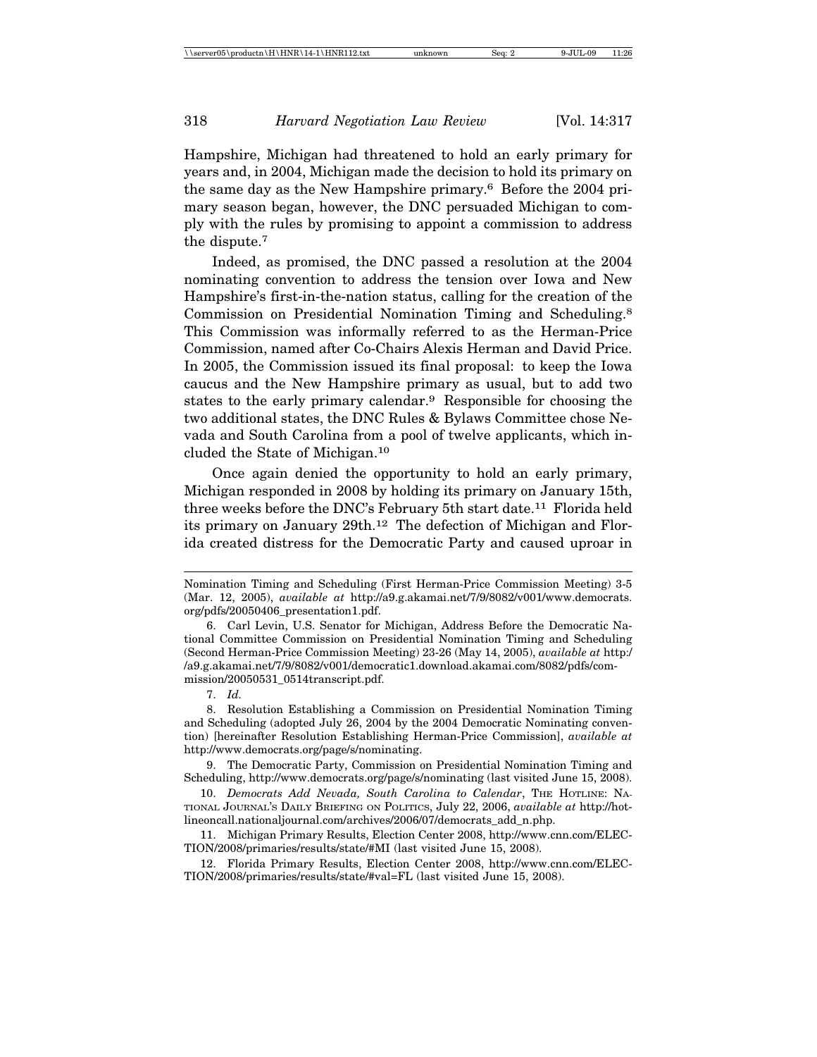Hampshire, Michigan had threatened to hold an early primary for years and, in 2004, Michigan made the decision to hold its primary on the same day as the New Hampshire primary.[6] Before the 2004 primary season began, however, the DNC persuaded Michigan to comply with the rules by promising to appoint a commission to address the dispute.[7]

Indeed, as promised, the DNC passed a resolution at the 2004 nominating convention to address the tension over Iowa and New Hampshire's first-in-the-nation status, calling for the creation of the Commission on Presidential Nomination Timing and Scheduling.[8] This Commission was informally referred to as the Herman-Price Commission, named after Co-Chairs Alexis Herman and David Price. In 2005, the Commission issued its final proposal: to keep the Iowa caucus and the New Hampshire primary as usual, but to add two states to the early primary calendar.[9] Responsible for choosing the two additional states, the DNC Rules & Bylaws Committee chose Nevada and South Carolina from a pool of twelve applicants, which included the State of Michigan.[10]

Once again denied the opportunity to hold an early primary, Michigan responded in 2008 by holding its primary on January 15th, three weeks before the DNC's February 5th start date.[11] Florida held its primary on January 29th.[12] The defection of Michigan and Florida created distress for the Democratic Party and caused uproar in

---

Nomination Timing and Scheduling (First Herman-Price Commission Meeting) 3-5 (Mar. 12, 2005), *available at* http://a9.g.akamai.net/7/9/8082/v001/www.democrats.org/pdfs/20050406_presentation1.pdf.

6. Carl Levin, U.S. Senator for Michigan, Address Before the Democratic National Committee Commission on Presidential Nomination Timing and Scheduling (Second Herman-Price Commission Meeting) 23-26 (May 14, 2005), *available at* http://a9.g.akamai.net/7/9/8082/v001/democratic1.download.akamai.com/8082/pdfs/commission/20050531_0514transcript.pdf.

7. *Id.*

8. Resolution Establishing a Commission on Presidential Nomination Timing and Scheduling (adopted July 26, 2004 by the 2004 Democratic Nominating convention) [hereinafter Resolution Establishing Herman-Price Commission], *available at* http://www.democrats.org/page/s/nominating.

9. The Democratic Party, Commission on Presidential Nomination Timing and Scheduling, http://www.democrats.org/page/s/nominating (last visited June 15, 2008).

10. *Democrats Add Nevada, South Carolina to Calendar*, THE HOTLINE: NATIONAL JOURNAL'S DAILY BRIEFING ON POLITICS, July 22, 2006, *available at* http://hotlineoncall.nationaljournal.com/archives/2006/07/democrats_add_n.php.

11. Michigan Primary Results, Election Center 2008, http://www.cnn.com/ELECTION/2008/primaries/results/state/#MI (last visited June 15, 2008).

12. Florida Primary Results, Election Center 2008, http://www.cnn.com/ELECTION/2008/primaries/results/state/#val=FL (last visited June 15, 2008).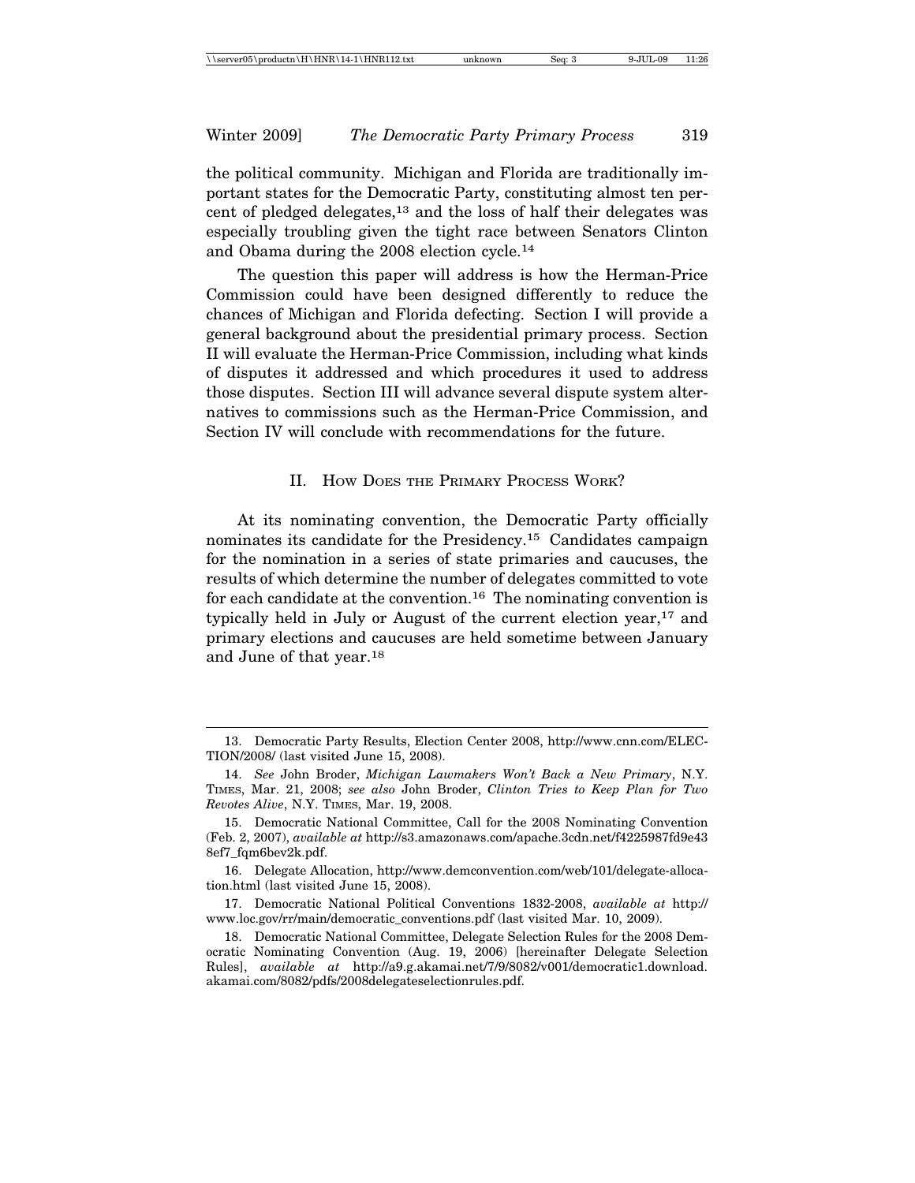the political community. Michigan and Florida are traditionally important states for the Democratic Party, constituting almost ten percent of pledged delegates,[13] and the loss of half their delegates was especially troubling given the tight race between Senators Clinton and Obama during the 2008 election cycle.[14]

The question this paper will address is how the Herman-Price Commission could have been designed differently to reduce the chances of Michigan and Florida defecting. Section I will provide a general background about the presidential primary process. Section II will evaluate the Herman-Price Commission, including what kinds of disputes it addressed and which procedures it used to address those disputes. Section III will advance several dispute system alternatives to commissions such as the Herman-Price Commission, and Section IV will conclude with recommendations for the future.

## II. How Does the Primary Process Work?

At its nominating convention, the Democratic Party officially nominates its candidate for the Presidency.[15] Candidates campaign for the nomination in a series of state primaries and caucuses, the results of which determine the number of delegates committed to vote for each candidate at the convention.[16] The nominating convention is typically held in July or August of the current election year,[17] and primary elections and caucuses are held sometime between January and June of that year.[18]

---

13. Democratic Party Results, Election Center 2008, http://www.cnn.com/ELECTION/2008/ (last visited June 15, 2008).

14. *See* John Broder, *Michigan Lawmakers Won't Back a New Primary*, N.Y. Times, Mar. 21, 2008; *see also* John Broder, *Clinton Tries to Keep Plan for Two Revotes Alive*, N.Y. Times, Mar. 19, 2008.

15. Democratic National Committee, Call for the 2008 Nominating Convention (Feb. 2, 2007), *available at* http://s3.amazonaws.com/apache.3cdn.net/f4225987fd9e438ef7_fqm6bev2k.pdf.

16. Delegate Allocation, http://www.demconvention.com/web/101/delegate-allocation.html (last visited June 15, 2008).

17. Democratic National Political Conventions 1832-2008, *available at* http://www.loc.gov/rr/main/democratic_conventions.pdf (last visited Mar. 10, 2009).

18. Democratic National Committee, Delegate Selection Rules for the 2008 Democratic Nominating Convention (Aug. 19, 2006) [hereinafter Delegate Selection Rules], *available at* http://a9.g.akamai.net/7/9/8082/v001/democratic1.download.akamai.com/8082/pdfs/2008delegateselectionrules.pdf.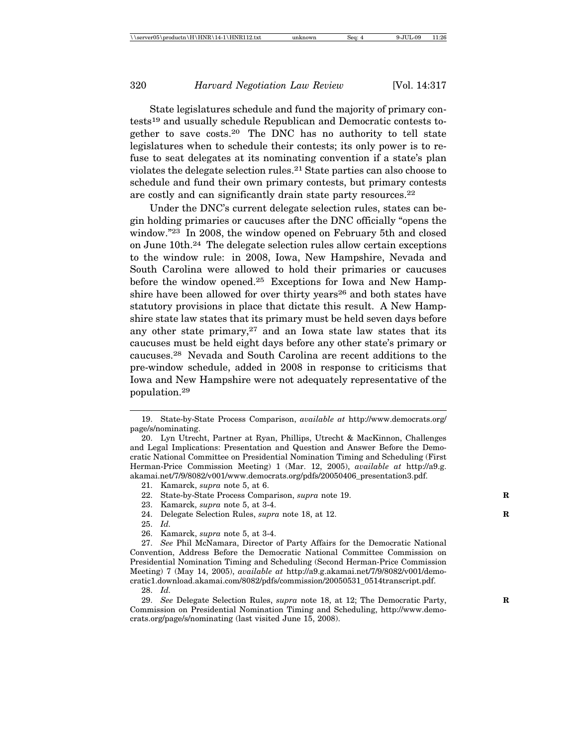State legislatures schedule and fund the majority of primary contests[19] and usually schedule Republican and Democratic contests together to save costs.[20] The DNC has no authority to tell state legislatures when to schedule their contests; its only power is to refuse to seat delegates at its nominating convention if a state's plan violates the delegate selection rules.[21] State parties can also choose to schedule and fund their own primary contests, but primary contests are costly and can significantly drain state party resources.[22]

Under the DNC's current delegate selection rules, states can begin holding primaries or caucuses after the DNC officially "opens the window."[23] In 2008, the window opened on February 5th and closed on June 10th.[24] The delegate selection rules allow certain exceptions to the window rule: in 2008, Iowa, New Hampshire, Nevada and South Carolina were allowed to hold their primaries or caucuses before the window opened.[25] Exceptions for Iowa and New Hampshire have been allowed for over thirty years[26] and both states have statutory provisions in place that dictate this result. A New Hampshire state law states that its primary must be held seven days before any other state primary,[27] and an Iowa state law states that its caucuses must be held eight days before any other state's primary or caucuses.[28] Nevada and South Carolina are recent additions to the pre-window schedule, added in 2008 in response to criticisms that Iowa and New Hampshire were not adequately representative of the population.[29]

---

19. State-by-State Process Comparison, *available at* http://www.democrats.org/page/s/nominating.

20. Lyn Utrecht, Partner at Ryan, Phillips, Utrecht & MacKinnon, Challenges and Legal Implications: Presentation and Question and Answer Before the Democratic National Committee on Presidential Nomination Timing and Scheduling (First Herman-Price Commission Meeting) 1 (Mar. 12, 2005), *available at* http://a9.g.akamai.net/7/9/8082/v001/www.democrats.org/pdfs/20050406_presentation3.pdf.

21. Kamarck, *supra* note 5, at 6.

22. State-by-State Process Comparison, *supra* note 19.

23. Kamarck, *supra* note 5, at 3-4.

24. Delegate Selection Rules, *supra* note 18, at 12.

25. *Id.*

26. Kamarck, *supra* note 5, at 3-4.

27. *See* Phil McNamara, Director of Party Affairs for the Democratic National Convention, Address Before the Democratic National Committee Commission on Presidential Nomination Timing and Scheduling (Second Herman-Price Commission Meeting) 7 (May 14, 2005), *available at* http://a9.g.akamai.net/7/9/8082/v001/democratic1.download.akamai.com/8082/pdfs/commission/20050531_0514transcript.pdf.

28. *Id.*

29. *See* Delegate Selection Rules, *supra* note 18, at 12; The Democratic Party, Commission on Presidential Nomination Timing and Scheduling, http://www.democrats.org/page/s/nominating (last visited June 15, 2008).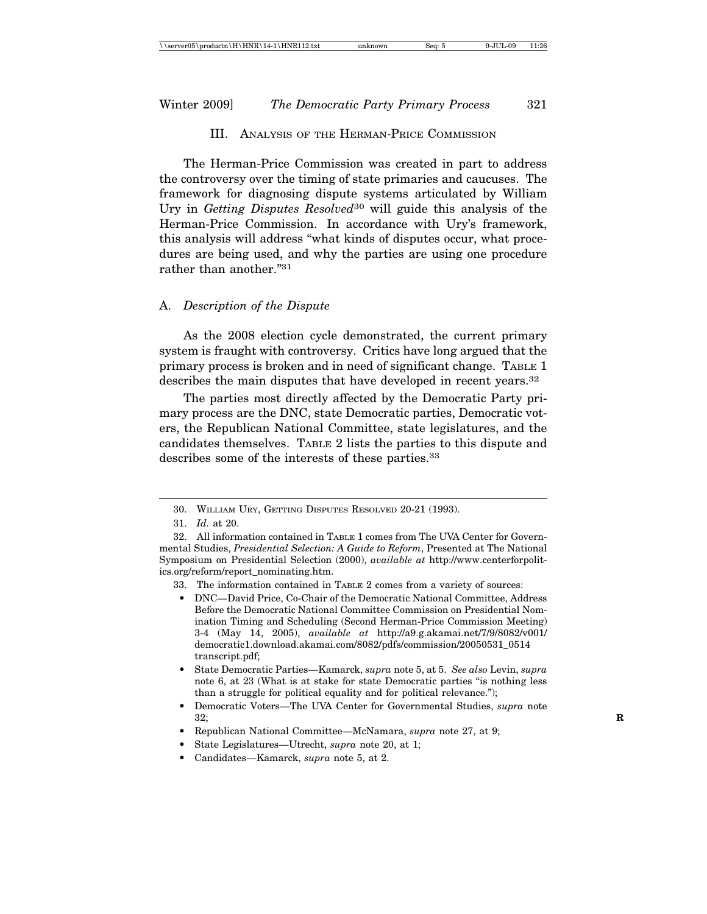### III. Analysis of the Herman-Price Commission

The Herman-Price Commission was created in part to address the controversy over the timing of state primaries and caucuses. The framework for diagnosing dispute systems articulated by William Ury in *Getting Disputes Resolved*[30] will guide this analysis of the Herman-Price Commission. In accordance with Ury's framework, this analysis will address "what kinds of disputes occur, what procedures are being used, and why the parties are using one procedure rather than another."[31]

#### A. *Description of the Dispute*

As the 2008 election cycle demonstrated, the current primary system is fraught with controversy. Critics have long argued that the primary process is broken and in need of significant change. Table 1 describes the main disputes that have developed in recent years.[32]

The parties most directly affected by the Democratic Party primary process are the DNC, state Democratic parties, Democratic voters, the Republican National Committee, state legislatures, and the candidates themselves. Table 2 lists the parties to this dispute and describes some of the interests of these parties.[33]

---

30. William Ury, Getting Disputes Resolved 20-21 (1993).

31. *Id.* at 20.

32. All information contained in Table 1 comes from The UVA Center for Governmental Studies, *Presidential Selection: A Guide to Reform*, Presented at The National Symposium on Presidential Selection (2000), *available at* http://www.centerforpolitics.org/reform/report_nominating.htm.

33. The information contained in Table 2 comes from a variety of sources:

- DNC—David Price, Co-Chair of the Democratic National Committee, Address Before the Democratic National Committee Commission on Presidential Nomination Timing and Scheduling (Second Herman-Price Commission Meeting) 3-4 (May 14, 2005), *available at* http://a9.g.akamai.net/7/9/8082/v001/democratic1.download.akamai.com/8082/pdfs/commission/20050531_0514transcript.pdf;
- State Democratic Parties—Kamarck, *supra* note 5, at 5. *See also* Levin, *supra* note 6, at 23 (What is at stake for state Democratic parties "is nothing less than a struggle for political equality and for political relevance.");
- Democratic Voters—The UVA Center for Governmental Studies, *supra* note 32;
- Republican National Committee—McNamara, *supra* note 27, at 9;
- State Legislatures—Utrecht, *supra* note 20, at 1;
- Candidates—Kamarck, *supra* note 5, at 2.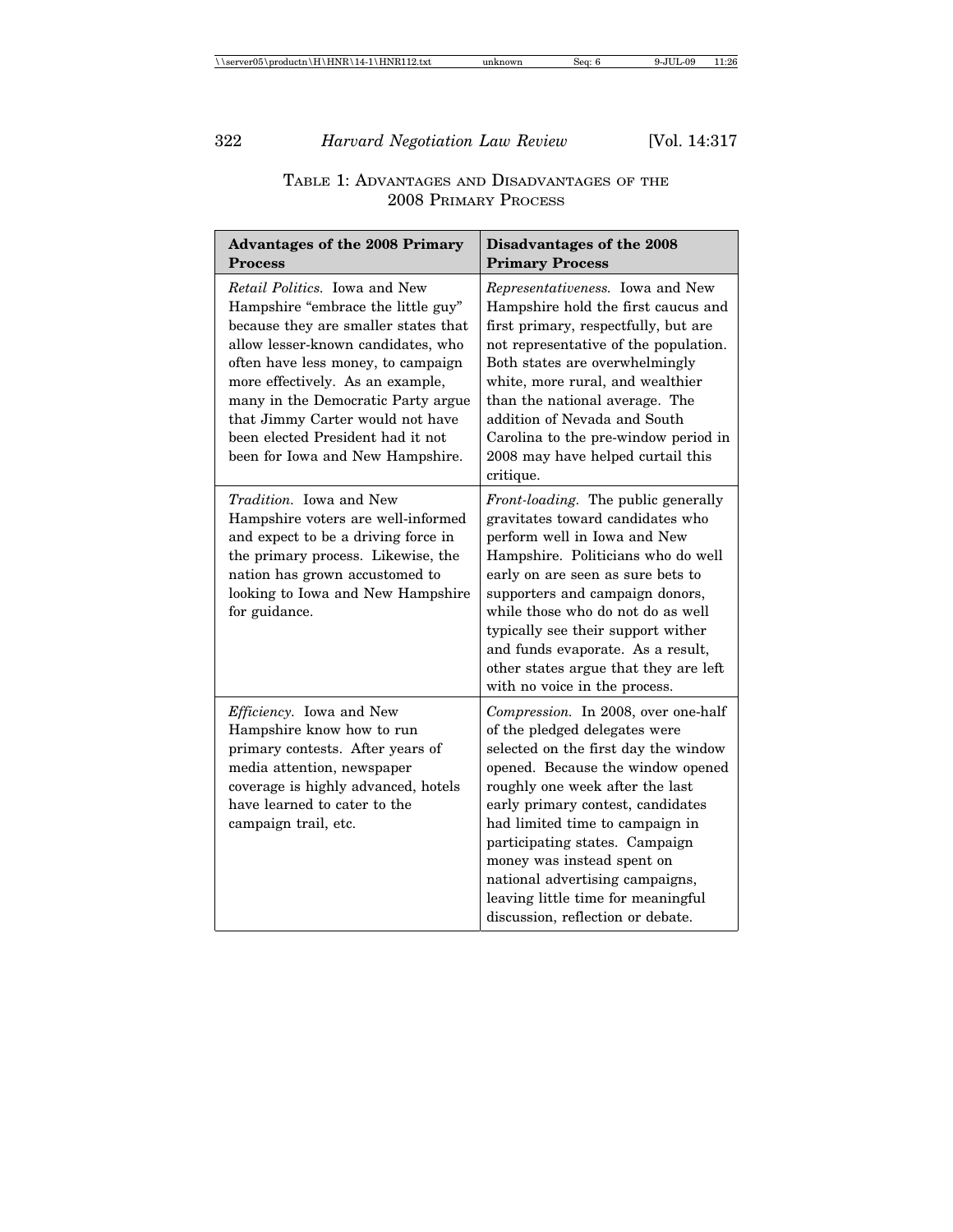TABLE 1: ADVANTAGES AND DISADVANTAGES OF THE 2008 PRIMARY PROCESS

| **Advantages of the 2008 Primary Process** | **Disadvantages of the 2008 Primary Process** |
| --- | --- |
| *Retail Politics.* Iowa and New Hampshire "embrace the little guy" because they are smaller states that allow lesser-known candidates, who often have less money, to campaign more effectively. As an example, many in the Democratic Party argue that Jimmy Carter would not have been elected President had it not been for Iowa and New Hampshire. | *Representativeness.* Iowa and New Hampshire hold the first caucus and first primary, respectfully, but are not representative of the population. Both states are overwhelmingly white, more rural, and wealthier than the national average. The addition of Nevada and South Carolina to the pre-window period in 2008 may have helped curtail this critique. |
| *Tradition.* Iowa and New Hampshire voters are well-informed and expect to be a driving force in the primary process. Likewise, the nation has grown accustomed to looking to Iowa and New Hampshire for guidance. | *Front-loading.* The public generally gravitates toward candidates who perform well in Iowa and New Hampshire. Politicians who do well early on are seen as sure bets to supporters and campaign donors, while those who do not do as well typically see their support wither and funds evaporate. As a result, other states argue that they are left with no voice in the process. |
| *Efficiency.* Iowa and New Hampshire know how to run primary contests. After years of media attention, newspaper coverage is highly advanced, hotels have learned to cater to the campaign trail, etc. | *Compression.* In 2008, over one-half of the pledged delegates were selected on the first day the window opened. Because the window opened roughly one week after the last early primary contest, candidates had limited time to campaign in participating states. Campaign money was instead spent on national advertising campaigns, leaving little time for meaningful discussion, reflection or debate. |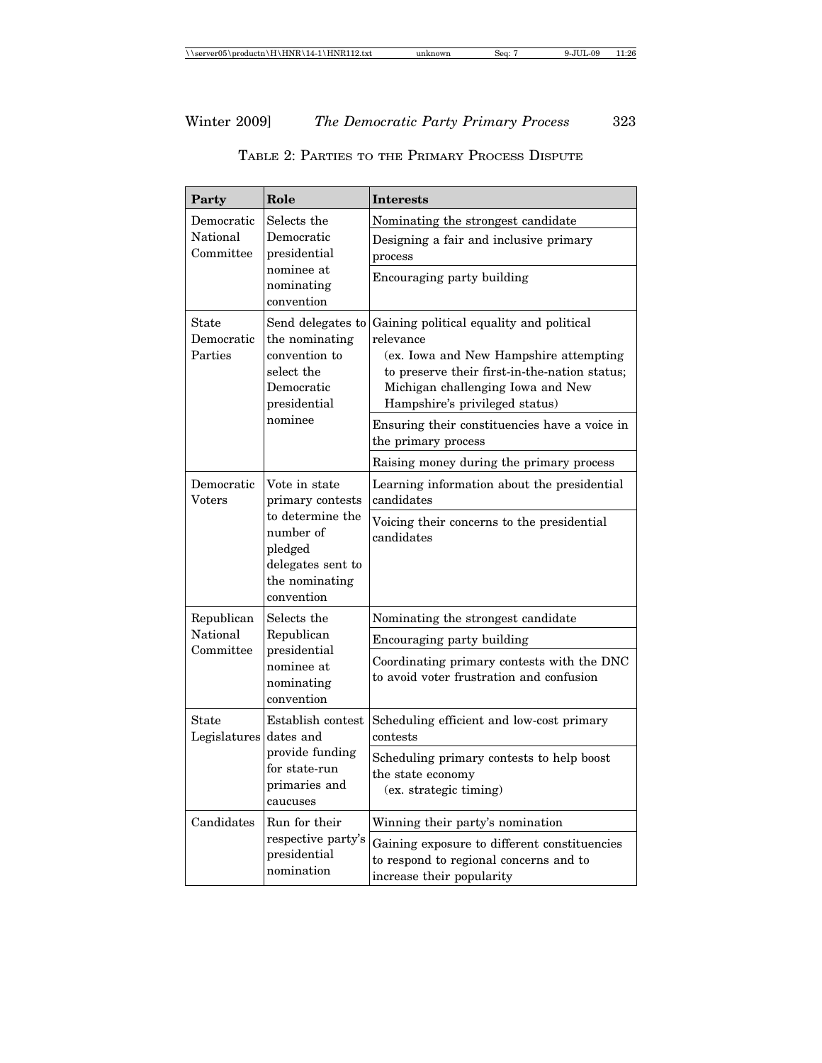Table 2: Parties to the Primary Process Dispute

| Party | Role | Interests |
|---|---|---|
| Democratic National Committee | Selects the Democratic presidential nominee at nominating convention | Nominating the strongest candidate |
| | | Designing a fair and inclusive primary process |
| | | Encouraging party building |
| State Democratic Parties | Send delegates to the nominating convention to select the Democratic presidential nominee | Gaining political equality and political relevance (ex. Iowa and New Hampshire attempting to preserve their first-in-the-nation status; Michigan challenging Iowa and New Hampshire's privileged status) |
| | | Ensuring their constituencies have a voice in the primary process |
| | | Raising money during the primary process |
| Democratic Voters | Vote in state primary contests to determine the number of pledged delegates sent to the nominating convention | Learning information about the presidential candidates |
| | | Voicing their concerns to the presidential candidates |
| Republican National Committee | Selects the Republican presidential nominee at nominating convention | Nominating the strongest candidate |
| | | Encouraging party building |
| | | Coordinating primary contests with the DNC to avoid voter frustration and confusion |
| State Legislatures | Establish contest dates and provide funding for state-run primaries and caucuses | Scheduling efficient and low-cost primary contests |
| | | Scheduling primary contests to help boost the state economy (ex. strategic timing) |
| Candidates | Run for their respective party's presidential nomination | Winning their party's nomination |
| | | Gaining exposure to different constituencies to respond to regional concerns and to increase their popularity |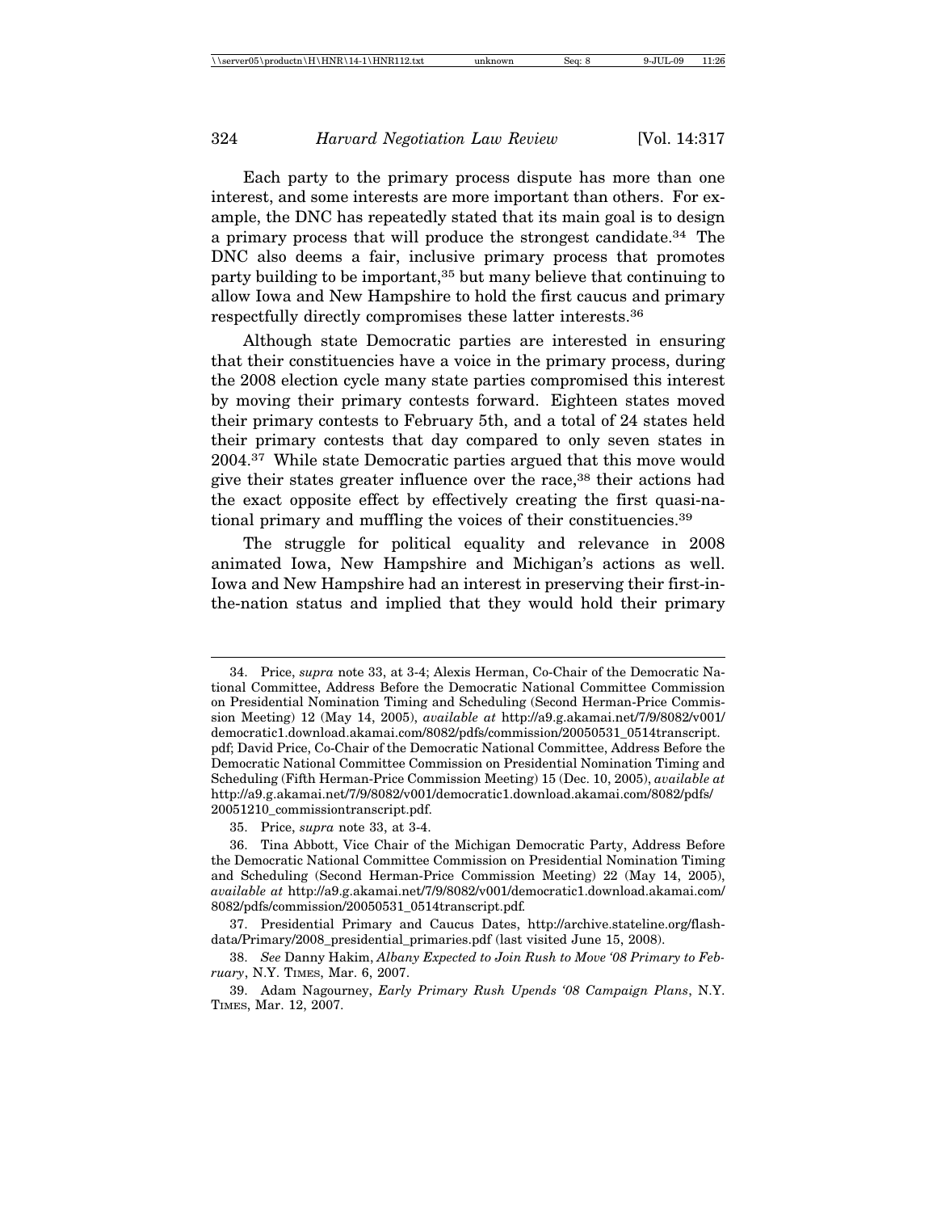Each party to the primary process dispute has more than one interest, and some interests are more important than others. For example, the DNC has repeatedly stated that its main goal is to design a primary process that will produce the strongest candidate.[34] The DNC also deems a fair, inclusive primary process that promotes party building to be important,[35] but many believe that continuing to allow Iowa and New Hampshire to hold the first caucus and primary respectfully directly compromises these latter interests.[36]

Although state Democratic parties are interested in ensuring that their constituencies have a voice in the primary process, during the 2008 election cycle many state parties compromised this interest by moving their primary contests forward. Eighteen states moved their primary contests to February 5th, and a total of 24 states held their primary contests that day compared to only seven states in 2004.[37] While state Democratic parties argued that this move would give their states greater influence over the race,[38] their actions had the exact opposite effect by effectively creating the first quasi-national primary and muffling the voices of their constituencies.[39]

The struggle for political equality and relevance in 2008 animated Iowa, New Hampshire and Michigan's actions as well. Iowa and New Hampshire had an interest in preserving their first-in-the-nation status and implied that they would hold their primary

---

34. Price, *supra* note 33, at 3-4; Alexis Herman, Co-Chair of the Democratic National Committee, Address Before the Democratic National Committee Commission on Presidential Nomination Timing and Scheduling (Second Herman-Price Commission Meeting) 12 (May 14, 2005), *available at* http://a9.g.akamai.net/7/9/8082/v001/democratic1.download.akamai.com/8082/pdfs/commission/20050531_0514transcript.pdf; David Price, Co-Chair of the Democratic National Committee, Address Before the Democratic National Committee Commission on Presidential Nomination Timing and Scheduling (Fifth Herman-Price Commission Meeting) 15 (Dec. 10, 2005), *available at* http://a9.g.akamai.net/7/9/8082/v001/democratic1.download.akamai.com/8082/pdfs/20051210_commissiontranscript.pdf.

35. Price, *supra* note 33, at 3-4.

36. Tina Abbott, Vice Chair of the Michigan Democratic Party, Address Before the Democratic National Committee Commission on Presidential Nomination Timing and Scheduling (Second Herman-Price Commission Meeting) 22 (May 14, 2005), *available at* http://a9.g.akamai.net/7/9/8082/v001/democratic1.download.akamai.com/8082/pdfs/commission/20050531_0514transcript.pdf.

37. Presidential Primary and Caucus Dates, http://archive.stateline.org/flash-data/Primary/2008_presidential_primaries.pdf (last visited June 15, 2008).

38. *See* Danny Hakim, *Albany Expected to Join Rush to Move '08 Primary to February*, N.Y. TIMES, Mar. 6, 2007.

39. Adam Nagourney, *Early Primary Rush Upends '08 Campaign Plans*, N.Y. TIMES, Mar. 12, 2007.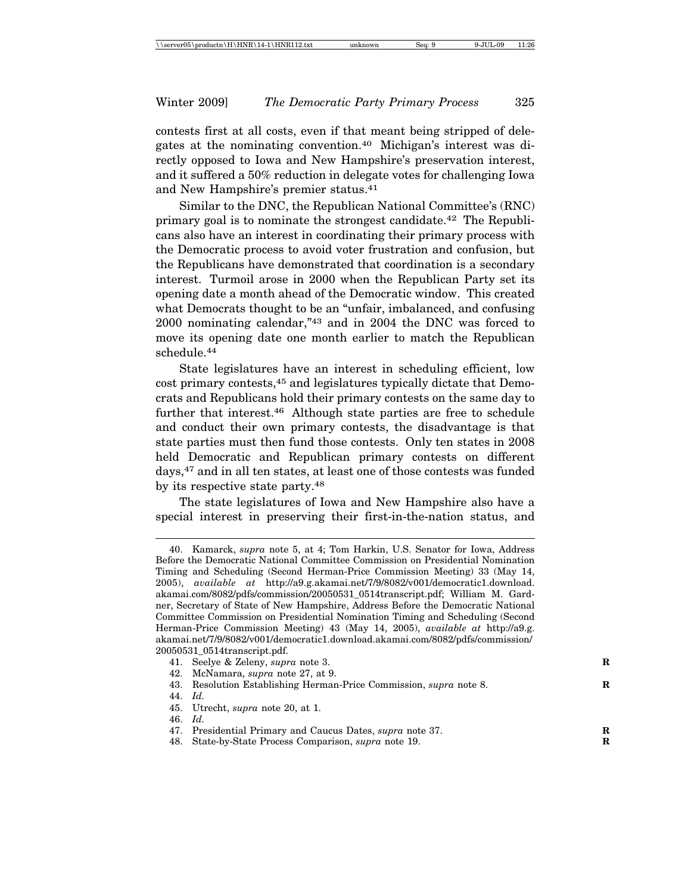contests first at all costs, even if that meant being stripped of delegates at the nominating convention.[40] Michigan's interest was directly opposed to Iowa and New Hampshire's preservation interest, and it suffered a 50% reduction in delegate votes for challenging Iowa and New Hampshire's premier status.[41]

Similar to the DNC, the Republican National Committee's (RNC) primary goal is to nominate the strongest candidate.[42] The Republicans also have an interest in coordinating their primary process with the Democratic process to avoid voter frustration and confusion, but the Republicans have demonstrated that coordination is a secondary interest. Turmoil arose in 2000 when the Republican Party set its opening date a month ahead of the Democratic window. This created what Democrats thought to be an "unfair, imbalanced, and confusing 2000 nominating calendar,"[43] and in 2004 the DNC was forced to move its opening date one month earlier to match the Republican schedule.[44]

State legislatures have an interest in scheduling efficient, low cost primary contests,[45] and legislatures typically dictate that Democrats and Republicans hold their primary contests on the same day to further that interest.[46] Although state parties are free to schedule and conduct their own primary contests, the disadvantage is that state parties must then fund those contests. Only ten states in 2008 held Democratic and Republican primary contests on different days,[47] and in all ten states, at least one of those contests was funded by its respective state party.[48]

The state legislatures of Iowa and New Hampshire also have a special interest in preserving their first-in-the-nation status, and

---

40. Kamarck, *supra* note 5, at 4; Tom Harkin, U.S. Senator for Iowa, Address Before the Democratic National Committee Commission on Presidential Nomination Timing and Scheduling (Second Herman-Price Commission Meeting) 33 (May 14, 2005), *available at* http://a9.g.akamai.net/7/9/8082/v001/democratic1.download.akamai.com/8082/pdfs/commission/20050531_0514transcript.pdf; William M. Gardner, Secretary of State of New Hampshire, Address Before the Democratic National Committee Commission on Presidential Nomination Timing and Scheduling (Second Herman-Price Commission Meeting) 43 (May 14, 2005), *available at* http://a9.g.akamai.net/7/9/8082/v001/democratic1.download.akamai.com/8082/pdfs/commission/20050531_0514transcript.pdf.

41. Seelye & Zeleny, *supra* note 3.

42. McNamara, *supra* note 27, at 9.

43. Resolution Establishing Herman-Price Commission, *supra* note 8.

44. *Id.*

45. Utrecht, *supra* note 20, at 1.

46. *Id.*

47. Presidential Primary and Caucus Dates, *supra* note 37.

48. State-by-State Process Comparison, *supra* note 19.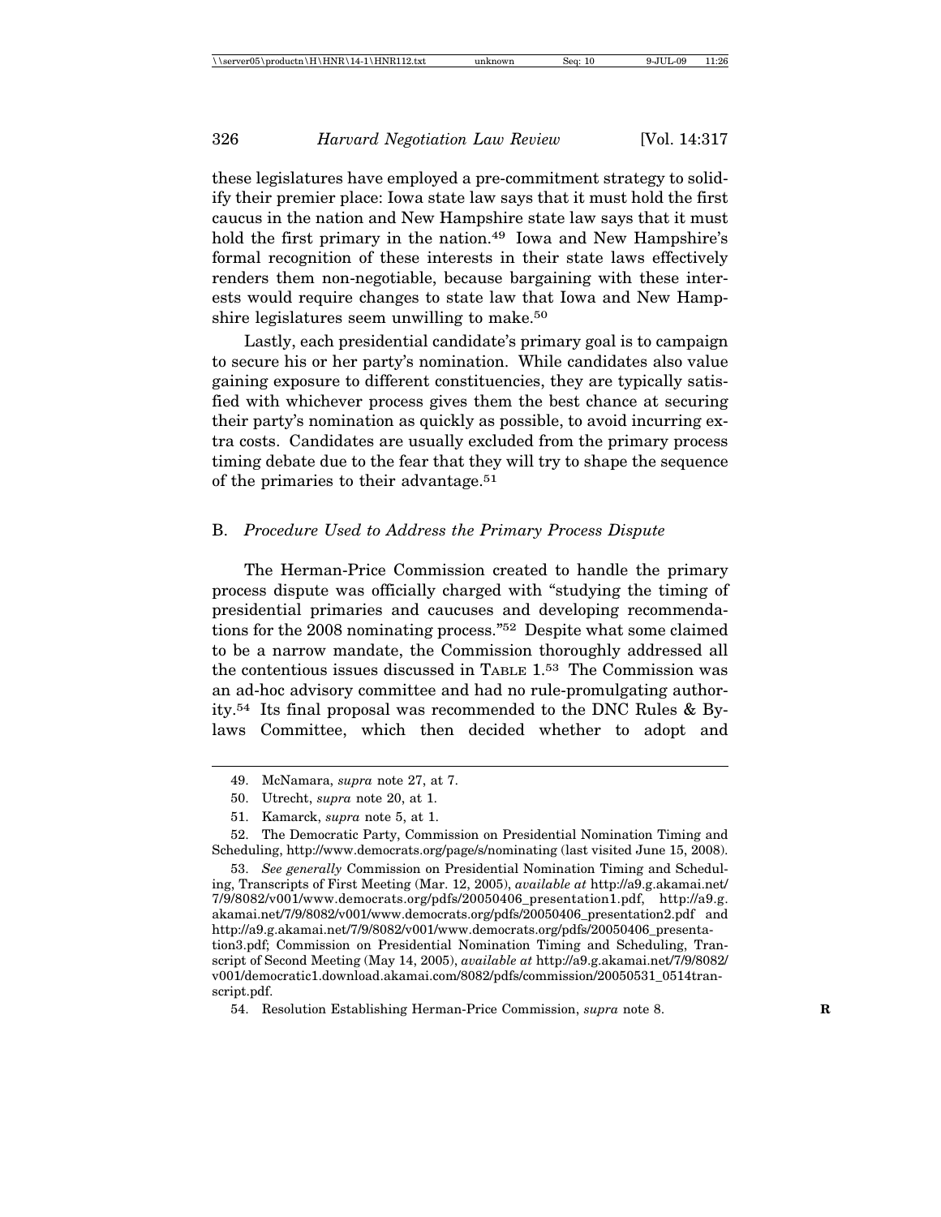these legislatures have employed a pre-commitment strategy to solidify their premier place: Iowa state law says that it must hold the first caucus in the nation and New Hampshire state law says that it must hold the first primary in the nation.[49] Iowa and New Hampshire's formal recognition of these interests in their state laws effectively renders them non-negotiable, because bargaining with these interests would require changes to state law that Iowa and New Hampshire legislatures seem unwilling to make.[50]

Lastly, each presidential candidate's primary goal is to campaign to secure his or her party's nomination. While candidates also value gaining exposure to different constituencies, they are typically satisfied with whichever process gives them the best chance at securing their party's nomination as quickly as possible, to avoid incurring extra costs. Candidates are usually excluded from the primary process timing debate due to the fear that they will try to shape the sequence of the primaries to their advantage.[51]

### B. *Procedure Used to Address the Primary Process Dispute*

The Herman-Price Commission created to handle the primary process dispute was officially charged with "studying the timing of presidential primaries and caucuses and developing recommendations for the 2008 nominating process."[52] Despite what some claimed to be a narrow mandate, the Commission thoroughly addressed all the contentious issues discussed in TABLE 1.[53] The Commission was an ad-hoc advisory committee and had no rule-promulgating authority.[54] Its final proposal was recommended to the DNC Rules & Bylaws Committee, which then decided whether to adopt and

---

49. McNamara, *supra* note 27, at 7.

50. Utrecht, *supra* note 20, at 1.

51. Kamarck, *supra* note 5, at 1.

52. The Democratic Party, Commission on Presidential Nomination Timing and Scheduling, http://www.democrats.org/page/s/nominating (last visited June 15, 2008).

53. *See generally* Commission on Presidential Nomination Timing and Scheduling, Transcripts of First Meeting (Mar. 12, 2005), *available at* http://a9.g.akamai.net/7/9/8082/v001/www.democrats.org/pdfs/20050406_presentation1.pdf, http://a9.g.akamai.net/7/9/8082/v001/www.democrats.org/pdfs/20050406_presentation2.pdf and http://a9.g.akamai.net/7/9/8082/v001/www.democrats.org/pdfs/20050406_presentation3.pdf; Commission on Presidential Nomination Timing and Scheduling, Transcript of Second Meeting (May 14, 2005), *available at* http://a9.g.akamai.net/7/9/8082/v001/democratic1.download.akamai.com/8082/pdfs/commission/20050531_0514transcript.pdf.

54. Resolution Establishing Herman-Price Commission, *supra* note 8.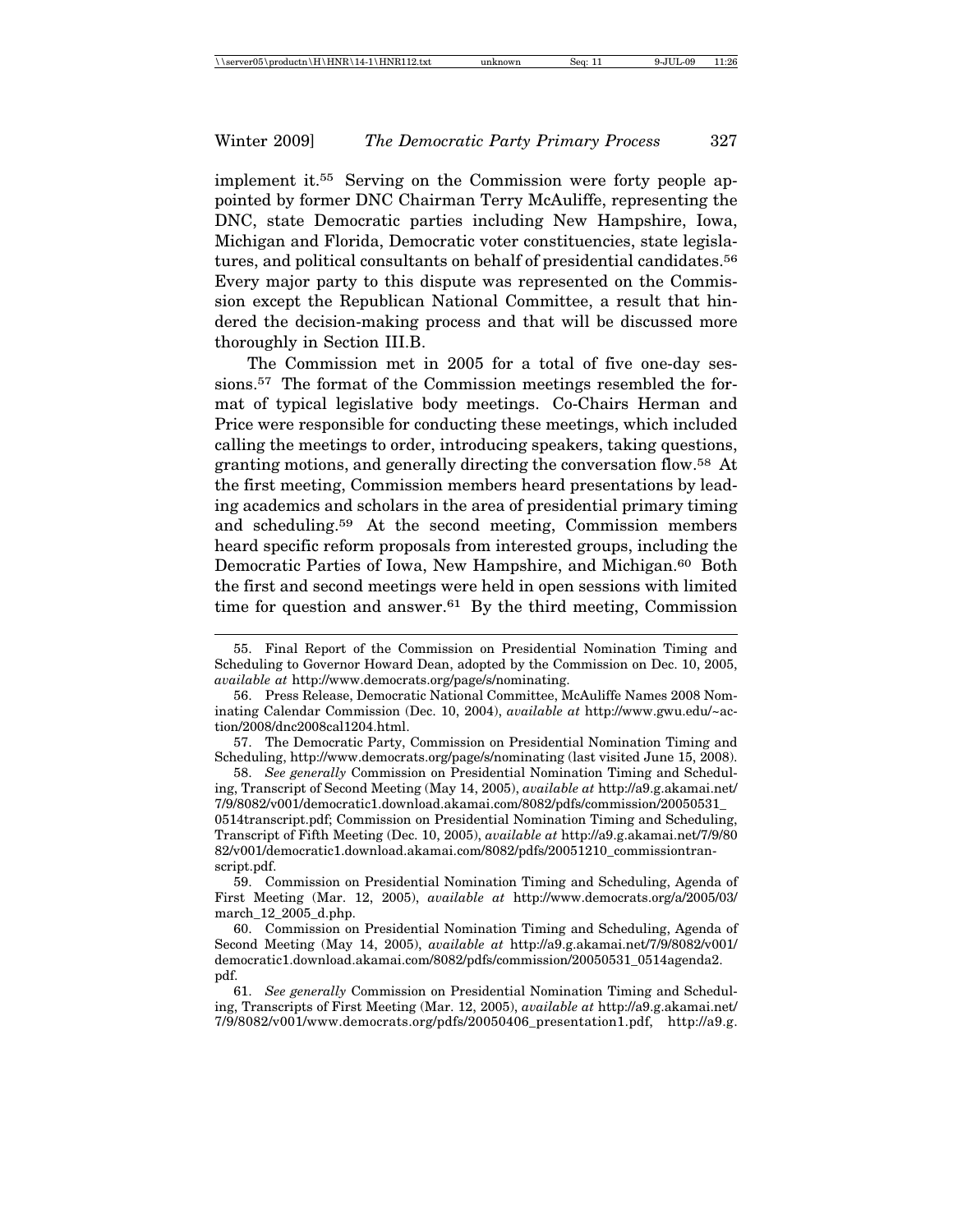implement it.[55] Serving on the Commission were forty people appointed by former DNC Chairman Terry McAuliffe, representing the DNC, state Democratic parties including New Hampshire, Iowa, Michigan and Florida, Democratic voter constituencies, state legislatures, and political consultants on behalf of presidential candidates.[56] Every major party to this dispute was represented on the Commission except the Republican National Committee, a result that hindered the decision-making process and that will be discussed more thoroughly in Section III.B.

The Commission met in 2005 for a total of five one-day sessions.[57] The format of the Commission meetings resembled the format of typical legislative body meetings. Co-Chairs Herman and Price were responsible for conducting these meetings, which included calling the meetings to order, introducing speakers, taking questions, granting motions, and generally directing the conversation flow.[58] At the first meeting, Commission members heard presentations by leading academics and scholars in the area of presidential primary timing and scheduling.[59] At the second meeting, Commission members heard specific reform proposals from interested groups, including the Democratic Parties of Iowa, New Hampshire, and Michigan.[60] Both the first and second meetings were held in open sessions with limited time for question and answer.[61] By the third meeting, Commission

---

55. Final Report of the Commission on Presidential Nomination Timing and Scheduling to Governor Howard Dean, adopted by the Commission on Dec. 10, 2005, *available at* http://www.democrats.org/page/s/nominating.

56. Press Release, Democratic National Committee, McAuliffe Names 2008 Nominating Calendar Commission (Dec. 10, 2004), *available at* http://www.gwu.edu/~action/2008/dnc2008cal1204.html.

57. The Democratic Party, Commission on Presidential Nomination Timing and Scheduling, http://www.democrats.org/page/s/nominating (last visited June 15, 2008).

58. *See generally* Commission on Presidential Nomination Timing and Scheduling, Transcript of Second Meeting (May 14, 2005), *available at* http://a9.g.akamai.net/7/9/8082/v001/democratic1.download.akamai.com/8082/pdfs/commission/20050531_0514transcript.pdf; Commission on Presidential Nomination Timing and Scheduling, Transcript of Fifth Meeting (Dec. 10, 2005), *available at* http://a9.g.akamai.net/7/9/8082/v001/democratic1.download.akamai.com/8082/pdfs/20051210_commissiontranscript.pdf.

59. Commission on Presidential Nomination Timing and Scheduling, Agenda of First Meeting (Mar. 12, 2005), *available at* http://www.democrats.org/a/2005/03/march_12_2005_d.php.

60. Commission on Presidential Nomination Timing and Scheduling, Agenda of Second Meeting (May 14, 2005), *available at* http://a9.g.akamai.net/7/9/8082/v001/democratic1.download.akamai.com/8082/pdfs/commission/20050531_0514agenda2.pdf.

61. *See generally* Commission on Presidential Nomination Timing and Scheduling, Transcripts of First Meeting (Mar. 12, 2005), *available at* http://a9.g.akamai.net/7/9/8082/v001/www.democrats.org/pdfs/20050406_presentation1.pdf, http://a9.g.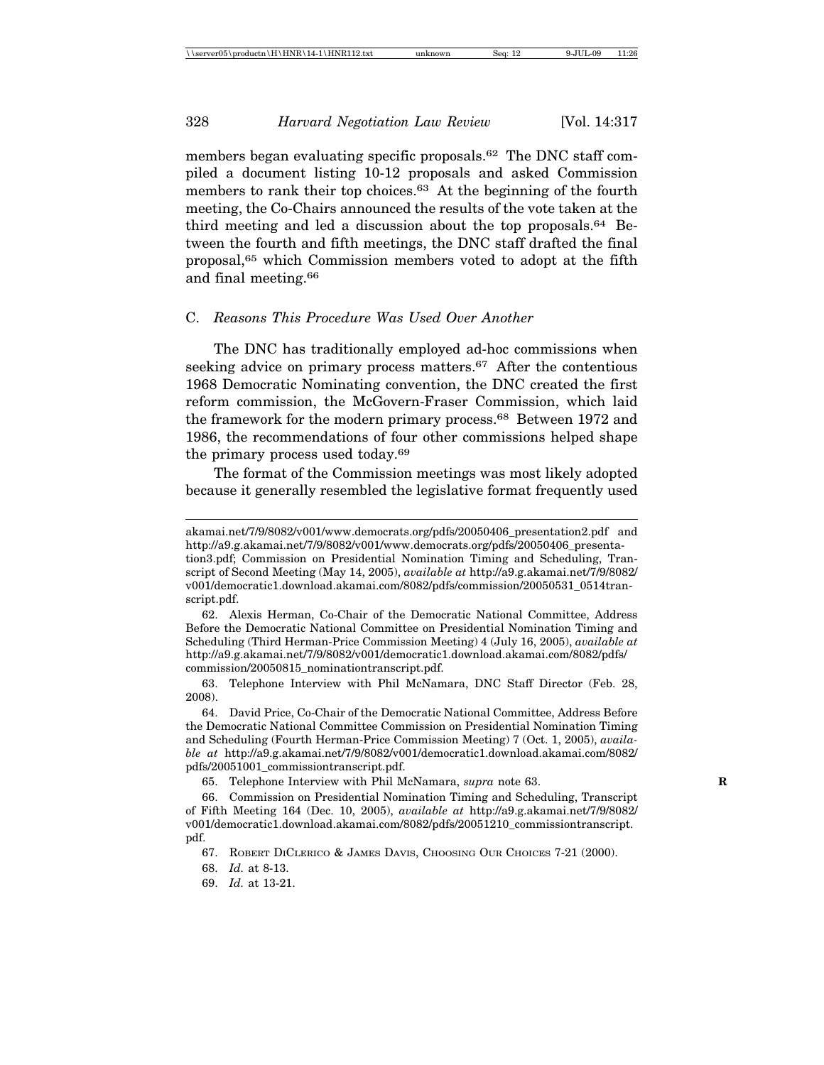members began evaluating specific proposals.[62] The DNC staff compiled a document listing 10-12 proposals and asked Commission members to rank their top choices.[63] At the beginning of the fourth meeting, the Co-Chairs announced the results of the vote taken at the third meeting and led a discussion about the top proposals.[64] Between the fourth and fifth meetings, the DNC staff drafted the final proposal,[65] which Commission members voted to adopt at the fifth and final meeting.[66]

### C. *Reasons This Procedure Was Used Over Another*

The DNC has traditionally employed ad-hoc commissions when seeking advice on primary process matters.[67] After the contentious 1968 Democratic Nominating convention, the DNC created the first reform commission, the McGovern-Fraser Commission, which laid the framework for the modern primary process.[68] Between 1972 and 1986, the recommendations of four other commissions helped shape the primary process used today.[69]

The format of the Commission meetings was most likely adopted because it generally resembled the legislative format frequently used

---

akamai.net/7/9/8082/v001/www.democrats.org/pdfs/20050406_presentation2.pdf and http://a9.g.akamai.net/7/9/8082/v001/www.democrats.org/pdfs/20050406_presentation3.pdf; Commission on Presidential Nomination Timing and Scheduling, Transcript of Second Meeting (May 14, 2005), *available at* http://a9.g.akamai.net/7/9/8082/v001/democratic1.download.akamai.com/8082/pdfs/commission/20050531_0514transcript.pdf.

62. Alexis Herman, Co-Chair of the Democratic National Committee, Address Before the Democratic National Committee on Presidential Nomination Timing and Scheduling (Third Herman-Price Commission Meeting) 4 (July 16, 2005), *available at* http://a9.g.akamai.net/7/9/8082/v001/democratic1.download.akamai.com/8082/pdfs/commission/20050815_nominationtranscript.pdf.

63. Telephone Interview with Phil McNamara, DNC Staff Director (Feb. 28, 2008).

64. David Price, Co-Chair of the Democratic National Committee, Address Before the Democratic National Committee Commission on Presidential Nomination Timing and Scheduling (Fourth Herman-Price Commission Meeting) 7 (Oct. 1, 2005), *available at* http://a9.g.akamai.net/7/9/8082/v001/democratic1.download.akamai.com/8082/pdfs/20051001_commissiontranscript.pdf.

65. Telephone Interview with Phil McNamara, *supra* note 63.

66. Commission on Presidential Nomination Timing and Scheduling, Transcript of Fifth Meeting 164 (Dec. 10, 2005), *available at* http://a9.g.akamai.net/7/9/8082/v001/democratic1.download.akamai.com/8082/pdfs/20051210_commissiontranscript.pdf.

67. Robert DiClerico & James Davis, Choosing Our Choices 7-21 (2000).

68. *Id.* at 8-13.

69. *Id.* at 13-21.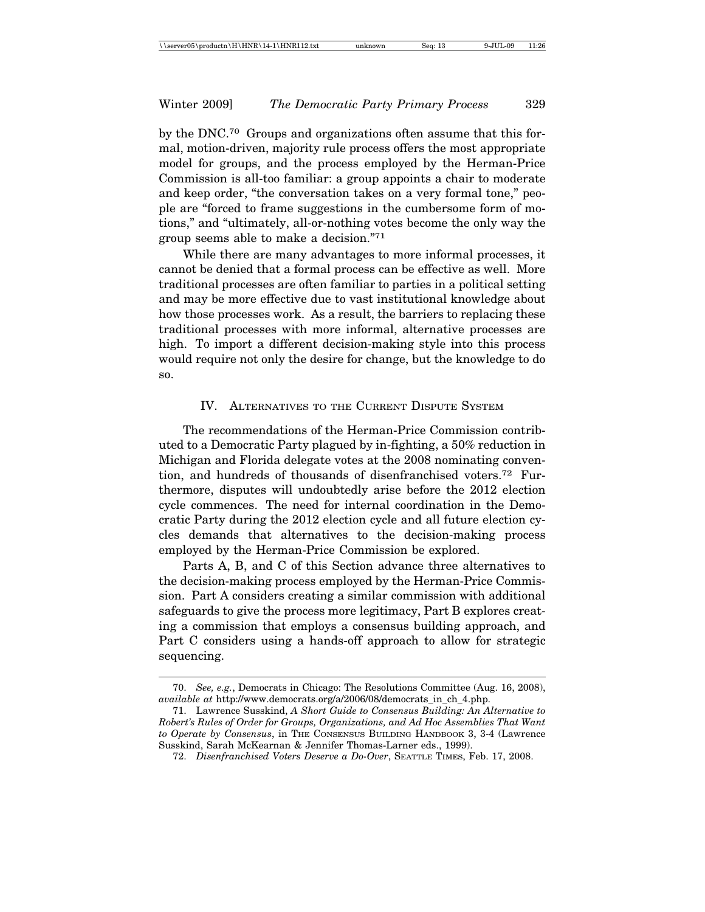by the DNC.[70] Groups and organizations often assume that this formal, motion-driven, majority rule process offers the most appropriate model for groups, and the process employed by the Herman-Price Commission is all-too familiar: a group appoints a chair to moderate and keep order, "the conversation takes on a very formal tone," people are "forced to frame suggestions in the cumbersome form of motions," and "ultimately, all-or-nothing votes become the only way the group seems able to make a decision."[71]

While there are many advantages to more informal processes, it cannot be denied that a formal process can be effective as well. More traditional processes are often familiar to parties in a political setting and may be more effective due to vast institutional knowledge about how those processes work. As a result, the barriers to replacing these traditional processes with more informal, alternative processes are high. To import a different decision-making style into this process would require not only the desire for change, but the knowledge to do so.

## IV. Alternatives to the Current Dispute System

The recommendations of the Herman-Price Commission contributed to a Democratic Party plagued by in-fighting, a 50% reduction in Michigan and Florida delegate votes at the 2008 nominating convention, and hundreds of thousands of disenfranchised voters.[72] Furthermore, disputes will undoubtedly arise before the 2012 election cycle commences. The need for internal coordination in the Democratic Party during the 2012 election cycle and all future election cycles demands that alternatives to the decision-making process employed by the Herman-Price Commission be explored.

Parts A, B, and C of this Section advance three alternatives to the decision-making process employed by the Herman-Price Commission. Part A considers creating a similar commission with additional safeguards to give the process more legitimacy, Part B explores creating a commission that employs a consensus building approach, and Part C considers using a hands-off approach to allow for strategic sequencing.

---

70. *See, e.g.*, Democrats in Chicago: The Resolutions Committee (Aug. 16, 2008), *available at* http://www.democrats.org/a/2006/08/democrats_in_ch_4.php.

71. Lawrence Susskind, *A Short Guide to Consensus Building: An Alternative to Robert's Rules of Order for Groups, Organizations, and Ad Hoc Assemblies That Want to Operate by Consensus*, in The Consensus Building Handbook 3, 3-4 (Lawrence Susskind, Sarah McKearnan & Jennifer Thomas-Larner eds., 1999).

72. *Disenfranchised Voters Deserve a Do-Over*, Seattle Times, Feb. 17, 2008.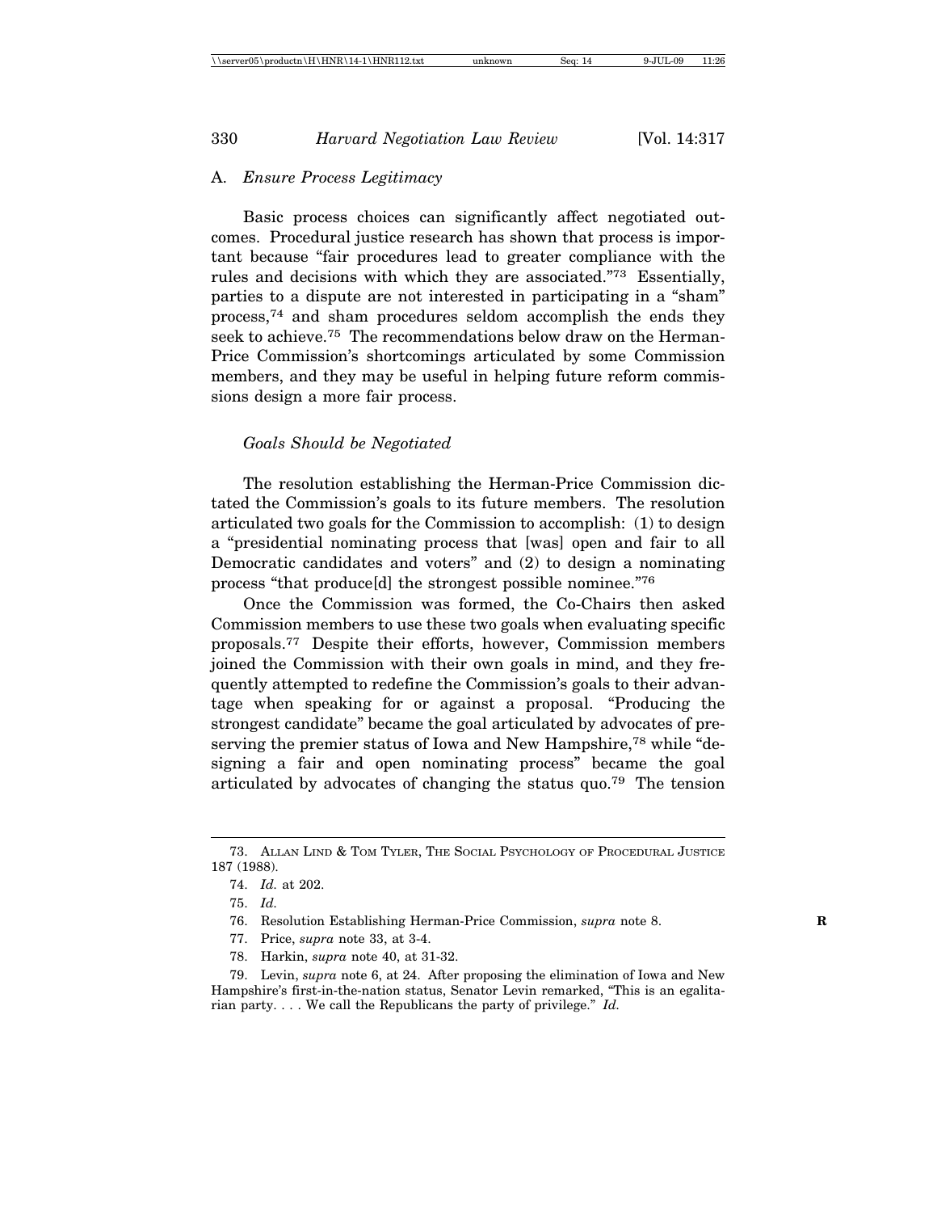## A. *Ensure Process Legitimacy*

Basic process choices can significantly affect negotiated outcomes. Procedural justice research has shown that process is important because "fair procedures lead to greater compliance with the rules and decisions with which they are associated."[73] Essentially, parties to a dispute are not interested in participating in a "sham" process,[74] and sham procedures seldom accomplish the ends they seek to achieve.[75] The recommendations below draw on the Herman-Price Commission's shortcomings articulated by some Commission members, and they may be useful in helping future reform commissions design a more fair process.

### *Goals Should be Negotiated*

The resolution establishing the Herman-Price Commission dictated the Commission's goals to its future members. The resolution articulated two goals for the Commission to accomplish: (1) to design a "presidential nominating process that [was] open and fair to all Democratic candidates and voters" and (2) to design a nominating process "that produce[d] the strongest possible nominee."[76]

Once the Commission was formed, the Co-Chairs then asked Commission members to use these two goals when evaluating specific proposals.[77] Despite their efforts, however, Commission members joined the Commission with their own goals in mind, and they frequently attempted to redefine the Commission's goals to their advantage when speaking for or against a proposal. "Producing the strongest candidate" became the goal articulated by advocates of preserving the premier status of Iowa and New Hampshire,[78] while "designing a fair and open nominating process" became the goal articulated by advocates of changing the status quo.[79] The tension

---

73. Allan Lind & Tom Tyler, The Social Psychology of Procedural Justice 187 (1988).

74. *Id.* at 202.

75. *Id.*

76. Resolution Establishing Herman-Price Commission, *supra* note 8.

77. Price, *supra* note 33, at 3-4.

78. Harkin, *supra* note 40, at 31-32.

79. Levin, *supra* note 6, at 24. After proposing the elimination of Iowa and New Hampshire's first-in-the-nation status, Senator Levin remarked, "This is an egalitarian party. . . . We call the Republicans the party of privilege." *Id.*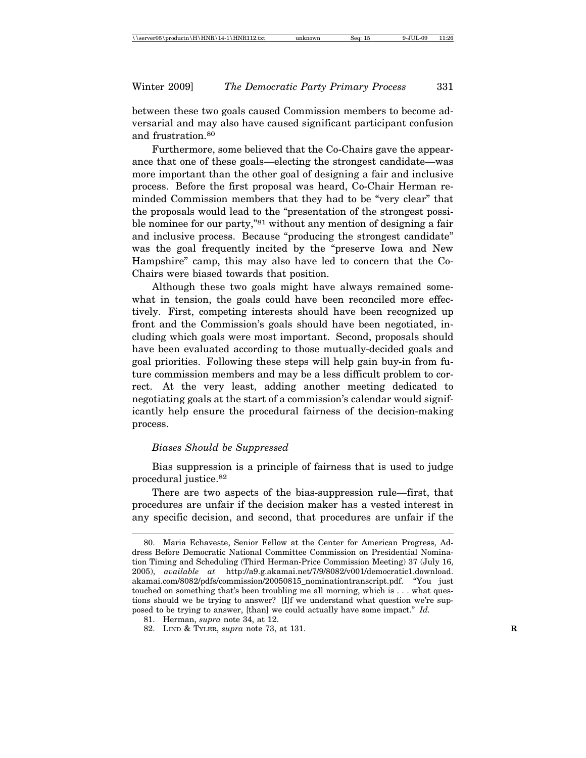between these two goals caused Commission members to become adversarial and may also have caused significant participant confusion and frustration.[80]

Furthermore, some believed that the Co-Chairs gave the appearance that one of these goals—electing the strongest candidate—was more important than the other goal of designing a fair and inclusive process. Before the first proposal was heard, Co-Chair Herman reminded Commission members that they had to be "very clear" that the proposals would lead to the "presentation of the strongest possible nominee for our party,"[81] without any mention of designing a fair and inclusive process. Because "producing the strongest candidate" was the goal frequently incited by the "preserve Iowa and New Hampshire" camp, this may also have led to concern that the Co-Chairs were biased towards that position.

Although these two goals might have always remained somewhat in tension, the goals could have been reconciled more effectively. First, competing interests should have been recognized up front and the Commission's goals should have been negotiated, including which goals were most important. Second, proposals should have been evaluated according to those mutually-decided goals and goal priorities. Following these steps will help gain buy-in from future commission members and may be a less difficult problem to correct. At the very least, adding another meeting dedicated to negotiating goals at the start of a commission's calendar would significantly help ensure the procedural fairness of the decision-making process.

*Biases Should be Suppressed*

Bias suppression is a principle of fairness that is used to judge procedural justice.[82]

There are two aspects of the bias-suppression rule—first, that procedures are unfair if the decision maker has a vested interest in any specific decision, and second, that procedures are unfair if the

---

80. Maria Echaveste, Senior Fellow at the Center for American Progress, Address Before Democratic National Committee Commission on Presidential Nomination Timing and Scheduling (Third Herman-Price Commission Meeting) 37 (July 16, 2005), *available at* http://a9.g.akamai.net/7/9/8082/v001/democratic1.download.akamai.com/8082/pdfs/commission/20050815_nominationtranscript.pdf. "You just touched on something that's been troubling me all morning, which is . . . what questions should we be trying to answer? [I]f we understand what question we're supposed to be trying to answer, [than] we could actually have some impact." *Id.*

81. Herman, *supra* note 34, at 12.

82. LIND & TYLER, *supra* note 73, at 131.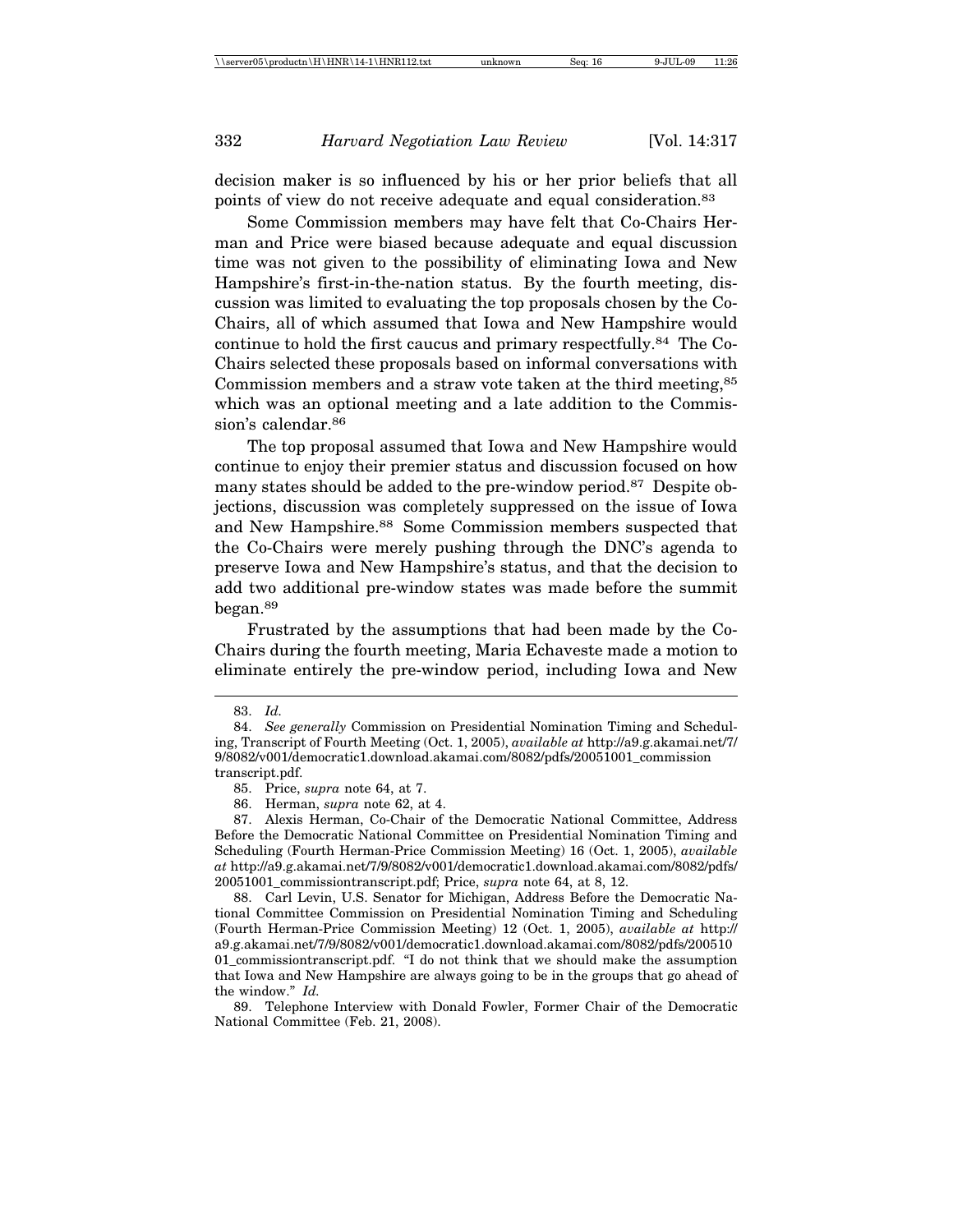decision maker is so influenced by his or her prior beliefs that all points of view do not receive adequate and equal consideration.[83]

Some Commission members may have felt that Co-Chairs Herman and Price were biased because adequate and equal discussion time was not given to the possibility of eliminating Iowa and New Hampshire's first-in-the-nation status. By the fourth meeting, discussion was limited to evaluating the top proposals chosen by the Co-Chairs, all of which assumed that Iowa and New Hampshire would continue to hold the first caucus and primary respectfully.[84] The Co-Chairs selected these proposals based on informal conversations with Commission members and a straw vote taken at the third meeting,[85] which was an optional meeting and a late addition to the Commission's calendar.[86]

The top proposal assumed that Iowa and New Hampshire would continue to enjoy their premier status and discussion focused on how many states should be added to the pre-window period.[87] Despite objections, discussion was completely suppressed on the issue of Iowa and New Hampshire.[88] Some Commission members suspected that the Co-Chairs were merely pushing through the DNC's agenda to preserve Iowa and New Hampshire's status, and that the decision to add two additional pre-window states was made before the summit began.[89]

Frustrated by the assumptions that had been made by the Co-Chairs during the fourth meeting, Maria Echaveste made a motion to eliminate entirely the pre-window period, including Iowa and New

---

83. *Id.*

84. *See generally* Commission on Presidential Nomination Timing and Scheduling, Transcript of Fourth Meeting (Oct. 1, 2005), *available at* http://a9.g.akamai.net/7/9/8082/v001/democratic1.download.akamai.com/8082/pdfs/20051001_commissiontranscript.pdf.

85. Price, *supra* note 64, at 7.

86. Herman, *supra* note 62, at 4.

87. Alexis Herman, Co-Chair of the Democratic National Committee, Address Before the Democratic National Committee on Presidential Nomination Timing and Scheduling (Fourth Herman-Price Commission Meeting) 16 (Oct. 1, 2005), *available at* http://a9.g.akamai.net/7/9/8082/v001/democratic1.download.akamai.com/8082/pdfs/20051001_commissiontranscript.pdf; Price, *supra* note 64, at 8, 12.

88. Carl Levin, U.S. Senator for Michigan, Address Before the Democratic National Committee Commission on Presidential Nomination Timing and Scheduling (Fourth Herman-Price Commission Meeting) 12 (Oct. 1, 2005), *available at* http://a9.g.akamai.net/7/9/8082/v001/democratic1.download.akamai.com/8082/pdfs/20051001_commissiontranscript.pdf. "I do not think that we should make the assumption that Iowa and New Hampshire are always going to be in the groups that go ahead of the window." *Id.*

89. Telephone Interview with Donald Fowler, Former Chair of the Democratic National Committee (Feb. 21, 2008).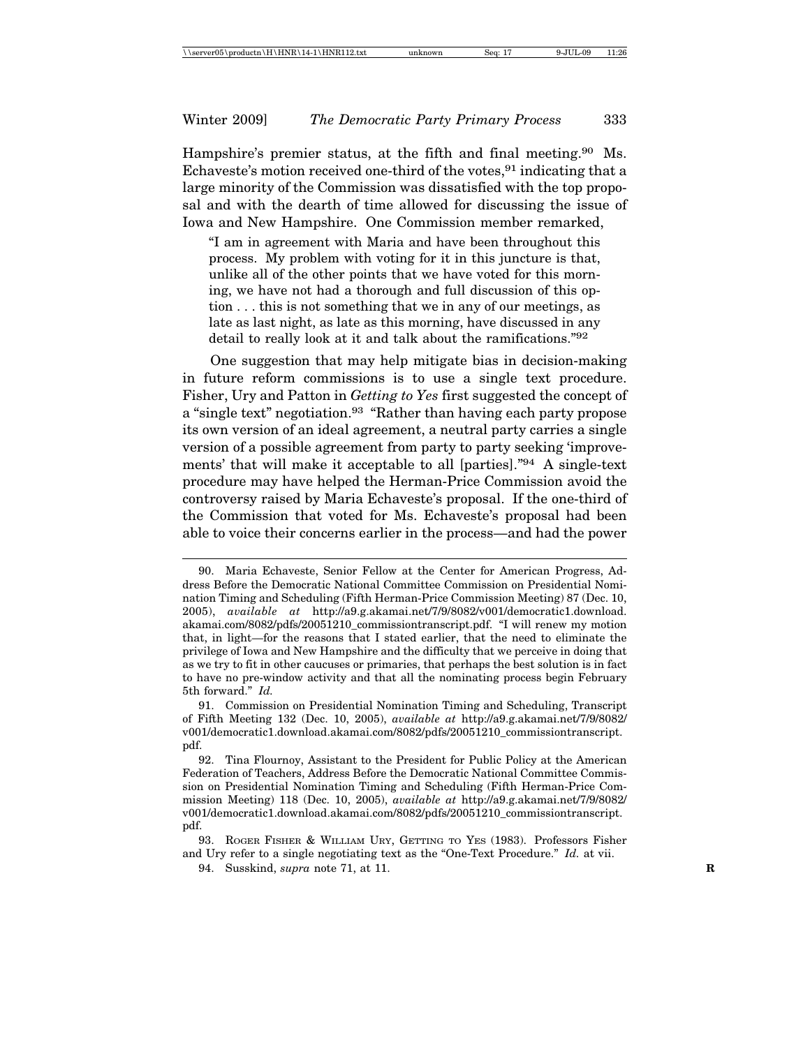Hampshire's premier status, at the fifth and final meeting.[90] Ms. Echaveste's motion received one-third of the votes,[91] indicating that a large minority of the Commission was dissatisfied with the top proposal and with the dearth of time allowed for discussing the issue of Iowa and New Hampshire. One Commission member remarked,

> "I am in agreement with Maria and have been throughout this process. My problem with voting for it in this juncture is that, unlike all of the other points that we have voted for this morning, we have not had a thorough and full discussion of this option . . . this is not something that we in any of our meetings, as late as last night, as late as this morning, have discussed in any detail to really look at it and talk about the ramifications."[92]

One suggestion that may help mitigate bias in decision-making in future reform commissions is to use a single text procedure. Fisher, Ury and Patton in *Getting to Yes* first suggested the concept of a "single text" negotiation.[93] "Rather than having each party propose its own version of an ideal agreement, a neutral party carries a single version of a possible agreement from party to party seeking 'improvements' that will make it acceptable to all [parties]."[94] A single-text procedure may have helped the Herman-Price Commission avoid the controversy raised by Maria Echaveste's proposal. If the one-third of the Commission that voted for Ms. Echaveste's proposal had been able to voice their concerns earlier in the process—and had the power

---

90. Maria Echaveste, Senior Fellow at the Center for American Progress, Address Before the Democratic National Committee Commission on Presidential Nomination Timing and Scheduling (Fifth Herman-Price Commission Meeting) 87 (Dec. 10, 2005), *available at* http://a9.g.akamai.net/7/9/8082/v001/democratic1.download.akamai.com/8082/pdfs/20051210_commissiontranscript.pdf. "I will renew my motion that, in light—for the reasons that I stated earlier, that the need to eliminate the privilege of Iowa and New Hampshire and the difficulty that we perceive in doing that as we try to fit in other caucuses or primaries, that perhaps the best solution is in fact to have no pre-window activity and that all the nominating process begin February 5th forward." *Id.*

91. Commission on Presidential Nomination Timing and Scheduling, Transcript of Fifth Meeting 132 (Dec. 10, 2005), *available at* http://a9.g.akamai.net/7/9/8082/v001/democratic1.download.akamai.com/8082/pdfs/20051210_commissiontranscript.pdf.

92. Tina Flournoy, Assistant to the President for Public Policy at the American Federation of Teachers, Address Before the Democratic National Committee Commission on Presidential Nomination Timing and Scheduling (Fifth Herman-Price Commission Meeting) 118 (Dec. 10, 2005), *available at* http://a9.g.akamai.net/7/9/8082/v001/democratic1.download.akamai.com/8082/pdfs/20051210_commissiontranscript.pdf.

93. Roger Fisher & William Ury, Getting to Yes (1983). Professors Fisher and Ury refer to a single negotiating text as the "One-Text Procedure." *Id.* at vii.

94. Susskind, *supra* note 71, at 11.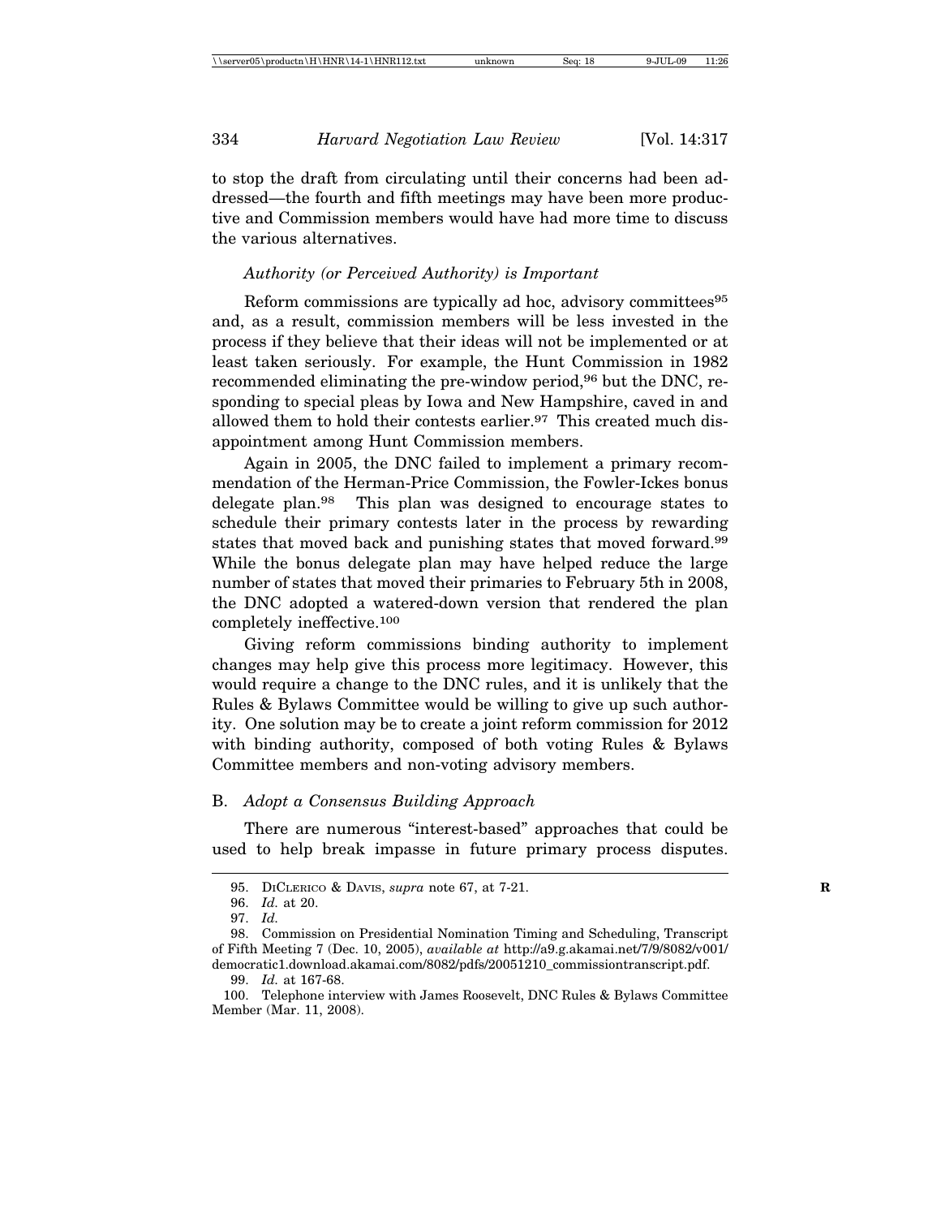to stop the draft from circulating until their concerns had been addressed—the fourth and fifth meetings may have been more productive and Commission members would have had more time to discuss the various alternatives.

*Authority (or Perceived Authority) is Important*

Reform commissions are typically ad hoc, advisory committees[95] and, as a result, commission members will be less invested in the process if they believe that their ideas will not be implemented or at least taken seriously. For example, the Hunt Commission in 1982 recommended eliminating the pre-window period,[96] but the DNC, responding to special pleas by Iowa and New Hampshire, caved in and allowed them to hold their contests earlier.[97] This created much disappointment among Hunt Commission members.

Again in 2005, the DNC failed to implement a primary recommendation of the Herman-Price Commission, the Fowler-Ickes bonus delegate plan.[98] This plan was designed to encourage states to schedule their primary contests later in the process by rewarding states that moved back and punishing states that moved forward.[99] While the bonus delegate plan may have helped reduce the large number of states that moved their primaries to February 5th in 2008, the DNC adopted a watered-down version that rendered the plan completely ineffective.[100]

Giving reform commissions binding authority to implement changes may help give this process more legitimacy. However, this would require a change to the DNC rules, and it is unlikely that the Rules & Bylaws Committee would be willing to give up such authority. One solution may be to create a joint reform commission for 2012 with binding authority, composed of both voting Rules & Bylaws Committee members and non-voting advisory members.

## B. *Adopt a Consensus Building Approach*

There are numerous "interest-based" approaches that could be used to help break impasse in future primary process disputes.

---

95. DiClerico & Davis, *supra* note 67, at 7-21.

96. *Id.* at 20.

97. *Id.*

98. Commission on Presidential Nomination Timing and Scheduling, Transcript of Fifth Meeting 7 (Dec. 10, 2005), *available at* http://a9.g.akamai.net/7/9/8082/v001/democratic1.download.akamai.com/8082/pdfs/20051210_commissiontranscript.pdf.

99. *Id.* at 167-68.

100. Telephone interview with James Roosevelt, DNC Rules & Bylaws Committee Member (Mar. 11, 2008).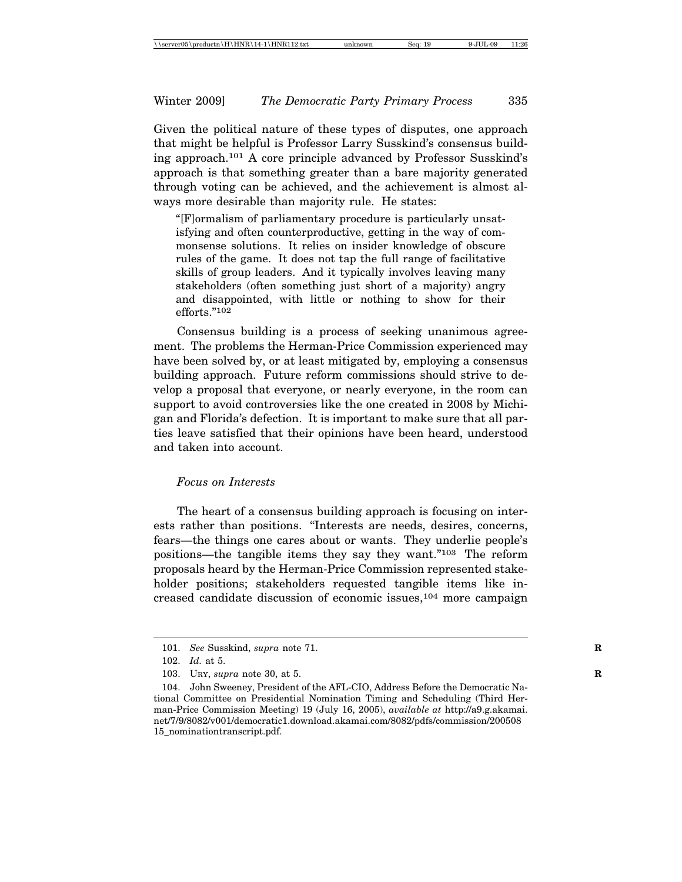Given the political nature of these types of disputes, one approach that might be helpful is Professor Larry Susskind's consensus building approach.[101] A core principle advanced by Professor Susskind's approach is that something greater than a bare majority generated through voting can be achieved, and the achievement is almost always more desirable than majority rule. He states:

> "[F]ormalism of parliamentary procedure is particularly unsatisfying and often counterproductive, getting in the way of commonsense solutions. It relies on insider knowledge of obscure rules of the game. It does not tap the full range of facilitative skills of group leaders. And it typically involves leaving many stakeholders (often something just short of a majority) angry and disappointed, with little or nothing to show for their efforts."[102]

Consensus building is a process of seeking unanimous agreement. The problems the Herman-Price Commission experienced may have been solved by, or at least mitigated by, employing a consensus building approach. Future reform commissions should strive to develop a proposal that everyone, or nearly everyone, in the room can support to avoid controversies like the one created in 2008 by Michigan and Florida's defection. It is important to make sure that all parties leave satisfied that their opinions have been heard, understood and taken into account.

### *Focus on Interests*

The heart of a consensus building approach is focusing on interests rather than positions. "Interests are needs, desires, concerns, fears—the things one cares about or wants. They underlie people's positions—the tangible items they say they want."[103] The reform proposals heard by the Herman-Price Commission represented stakeholder positions; stakeholders requested tangible items like increased candidate discussion of economic issues,[104] more campaign

---

101. *See* Susskind, *supra* note 71.

102. *Id.* at 5.

103. URY, *supra* note 30, at 5.

104. John Sweeney, President of the AFL-CIO, Address Before the Democratic National Committee on Presidential Nomination Timing and Scheduling (Third Herman-Price Commission Meeting) 19 (July 16, 2005), *available at* http://a9.g.akamai.net/7/9/8082/v001/democratic1.download.akamai.com/8082/pdfs/commission/20050815_nominationtranscript.pdf.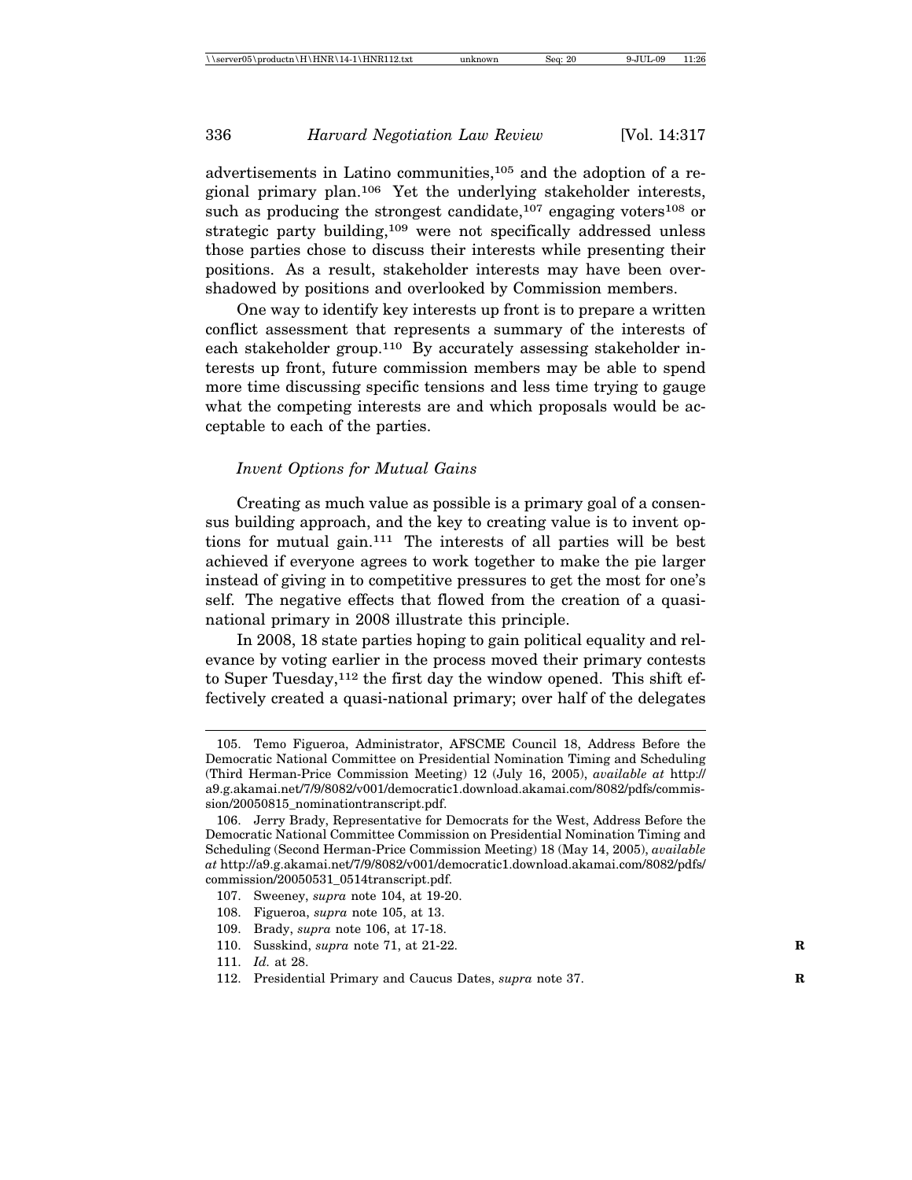advertisements in Latino communities,[105] and the adoption of a regional primary plan.[106] Yet the underlying stakeholder interests, such as producing the strongest candidate,[107] engaging voters[108] or strategic party building,[109] were not specifically addressed unless those parties chose to discuss their interests while presenting their positions. As a result, stakeholder interests may have been overshadowed by positions and overlooked by Commission members.

One way to identify key interests up front is to prepare a written conflict assessment that represents a summary of the interests of each stakeholder group.[110] By accurately assessing stakeholder interests up front, future commission members may be able to spend more time discussing specific tensions and less time trying to gauge what the competing interests are and which proposals would be acceptable to each of the parties.

### *Invent Options for Mutual Gains*

Creating as much value as possible is a primary goal of a consensus building approach, and the key to creating value is to invent options for mutual gain.[111] The interests of all parties will be best achieved if everyone agrees to work together to make the pie larger instead of giving in to competitive pressures to get the most for one's self. The negative effects that flowed from the creation of a quasi-national primary in 2008 illustrate this principle.

In 2008, 18 state parties hoping to gain political equality and relevance by voting earlier in the process moved their primary contests to Super Tuesday,[112] the first day the window opened. This shift effectively created a quasi-national primary; over half of the delegates

---

105. Temo Figueroa, Administrator, AFSCME Council 18, Address Before the Democratic National Committee on Presidential Nomination Timing and Scheduling (Third Herman-Price Commission Meeting) 12 (July 16, 2005), *available at* http://a9.g.akamai.net/7/9/8082/v001/democratic1.download.akamai.com/8082/pdfs/commission/20050815_nominationtranscript.pdf.

106. Jerry Brady, Representative for Democrats for the West, Address Before the Democratic National Committee Commission on Presidential Nomination Timing and Scheduling (Second Herman-Price Commission Meeting) 18 (May 14, 2005), *available at* http://a9.g.akamai.net/7/9/8082/v001/democratic1.download.akamai.com/8082/pdfs/commission/20050531_0514transcript.pdf.

107. Sweeney, *supra* note 104, at 19-20.

108. Figueroa, *supra* note 105, at 13.

109. Brady, *supra* note 106, at 17-18.

110. Susskind, *supra* note 71, at 21-22.

111. *Id.* at 28.

112. Presidential Primary and Caucus Dates, *supra* note 37.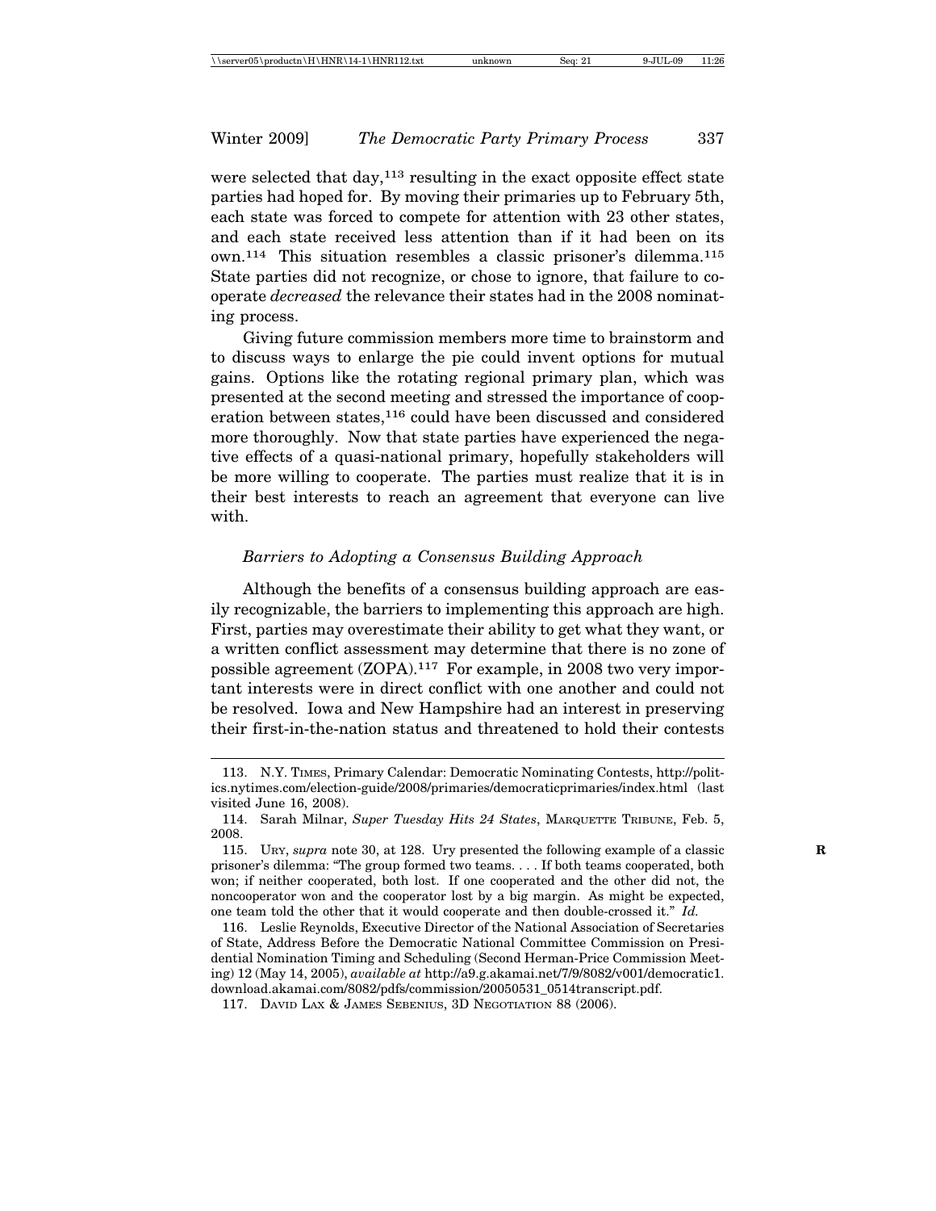were selected that day,[113] resulting in the exact opposite effect state parties had hoped for. By moving their primaries up to February 5th, each state was forced to compete for attention with 23 other states, and each state received less attention than if it had been on its own.[114] This situation resembles a classic prisoner's dilemma.[115] State parties did not recognize, or chose to ignore, that failure to cooperate *decreased* the relevance their states had in the 2008 nominating process.

Giving future commission members more time to brainstorm and to discuss ways to enlarge the pie could invent options for mutual gains. Options like the rotating regional primary plan, which was presented at the second meeting and stressed the importance of cooperation between states,[116] could have been discussed and considered more thoroughly. Now that state parties have experienced the negative effects of a quasi-national primary, hopefully stakeholders will be more willing to cooperate. The parties must realize that it is in their best interests to reach an agreement that everyone can live with.

### *Barriers to Adopting a Consensus Building Approach*

Although the benefits of a consensus building approach are easily recognizable, the barriers to implementing this approach are high. First, parties may overestimate their ability to get what they want, or a written conflict assessment may determine that there is no zone of possible agreement (ZOPA).[117] For example, in 2008 two very important interests were in direct conflict with one another and could not be resolved. Iowa and New Hampshire had an interest in preserving their first-in-the-nation status and threatened to hold their contests

---

113. N.Y. TIMES, Primary Calendar: Democratic Nominating Contests, http://politics.nytimes.com/election-guide/2008/primaries/democraticprimaries/index.html (last visited June 16, 2008).

114. Sarah Milnar, *Super Tuesday Hits 24 States*, MARQUETTE TRIBUNE, Feb. 5, 2008.

115. URY, *supra* note 30, at 128. Ury presented the following example of a classic prisoner's dilemma: "The group formed two teams. . . . If both teams cooperated, both won; if neither cooperated, both lost. If one cooperated and the other did not, the noncooperator won and the cooperator lost by a big margin. As might be expected, one team told the other that it would cooperate and then double-crossed it." *Id.*

116. Leslie Reynolds, Executive Director of the National Association of Secretaries of State, Address Before the Democratic National Committee Commission on Presidential Nomination Timing and Scheduling (Second Herman-Price Commission Meeting) 12 (May 14, 2005), *available at* http://a9.g.akamai.net/7/9/8082/v001/democratic1.download.akamai.com/8082/pdfs/commission/20050531_0514transcript.pdf.

117. DAVID LAX & JAMES SEBENIUS, 3D NEGOTIATION 88 (2006).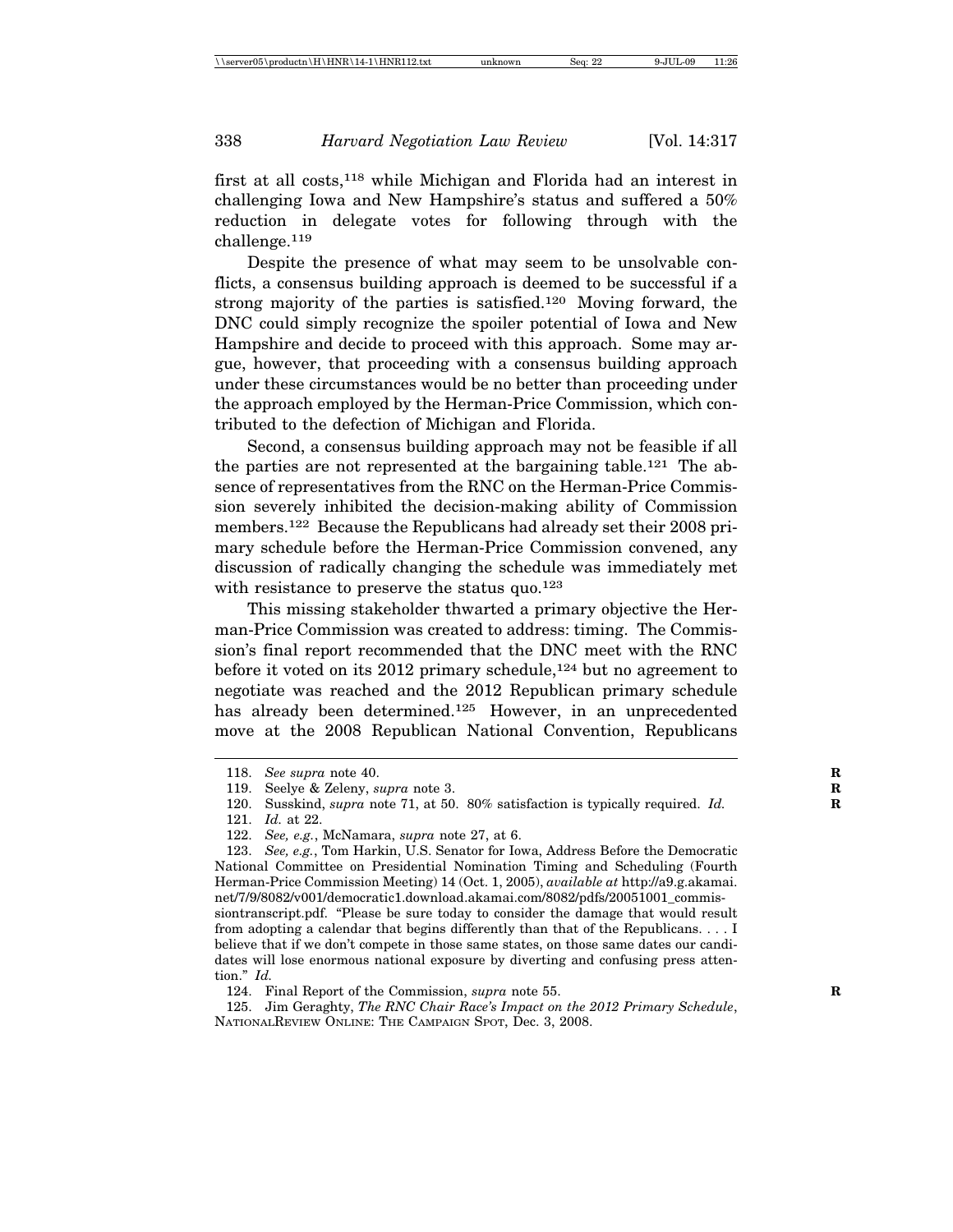first at all costs,[118] while Michigan and Florida had an interest in challenging Iowa and New Hampshire's status and suffered a 50% reduction in delegate votes for following through with the challenge.[119]

Despite the presence of what may seem to be unsolvable conflicts, a consensus building approach is deemed to be successful if a strong majority of the parties is satisfied.[120] Moving forward, the DNC could simply recognize the spoiler potential of Iowa and New Hampshire and decide to proceed with this approach. Some may argue, however, that proceeding with a consensus building approach under these circumstances would be no better than proceeding under the approach employed by the Herman-Price Commission, which contributed to the defection of Michigan and Florida.

Second, a consensus building approach may not be feasible if all the parties are not represented at the bargaining table.[121] The absence of representatives from the RNC on the Herman-Price Commission severely inhibited the decision-making ability of Commission members.[122] Because the Republicans had already set their 2008 primary schedule before the Herman-Price Commission convened, any discussion of radically changing the schedule was immediately met with resistance to preserve the status quo.[123]

This missing stakeholder thwarted a primary objective the Herman-Price Commission was created to address: timing. The Commission's final report recommended that the DNC meet with the RNC before it voted on its 2012 primary schedule,[124] but no agreement to negotiate was reached and the 2012 Republican primary schedule has already been determined.[125] However, in an unprecedented move at the 2008 Republican National Convention, Republicans

---

118. *See supra* note 40.

119. Seelye & Zeleny, *supra* note 3.

120. Susskind, *supra* note 71, at 50. 80% satisfaction is typically required. *Id.*

121. *Id.* at 22.

122. *See, e.g.*, McNamara, *supra* note 27, at 6.

123. *See, e.g.*, Tom Harkin, U.S. Senator for Iowa, Address Before the Democratic National Committee on Presidential Nomination Timing and Scheduling (Fourth Herman-Price Commission Meeting) 14 (Oct. 1, 2005), *available at* http://a9.g.akamai.net/7/9/8082/v001/democratic1.download.akamai.com/8082/pdfs/20051001_commissiontranscript.pdf. "Please be sure today to consider the damage that would result from adopting a calendar that begins differently than that of the Republicans. . . . I believe that if we don't compete in those same states, on those same dates our candidates will lose enormous national exposure by diverting and confusing press attention." *Id.*

124. Final Report of the Commission, *supra* note 55.

125. Jim Geraghty, *The RNC Chair Race's Impact on the 2012 Primary Schedule*, NationalReview Online: The Campaign Spot, Dec. 3, 2008.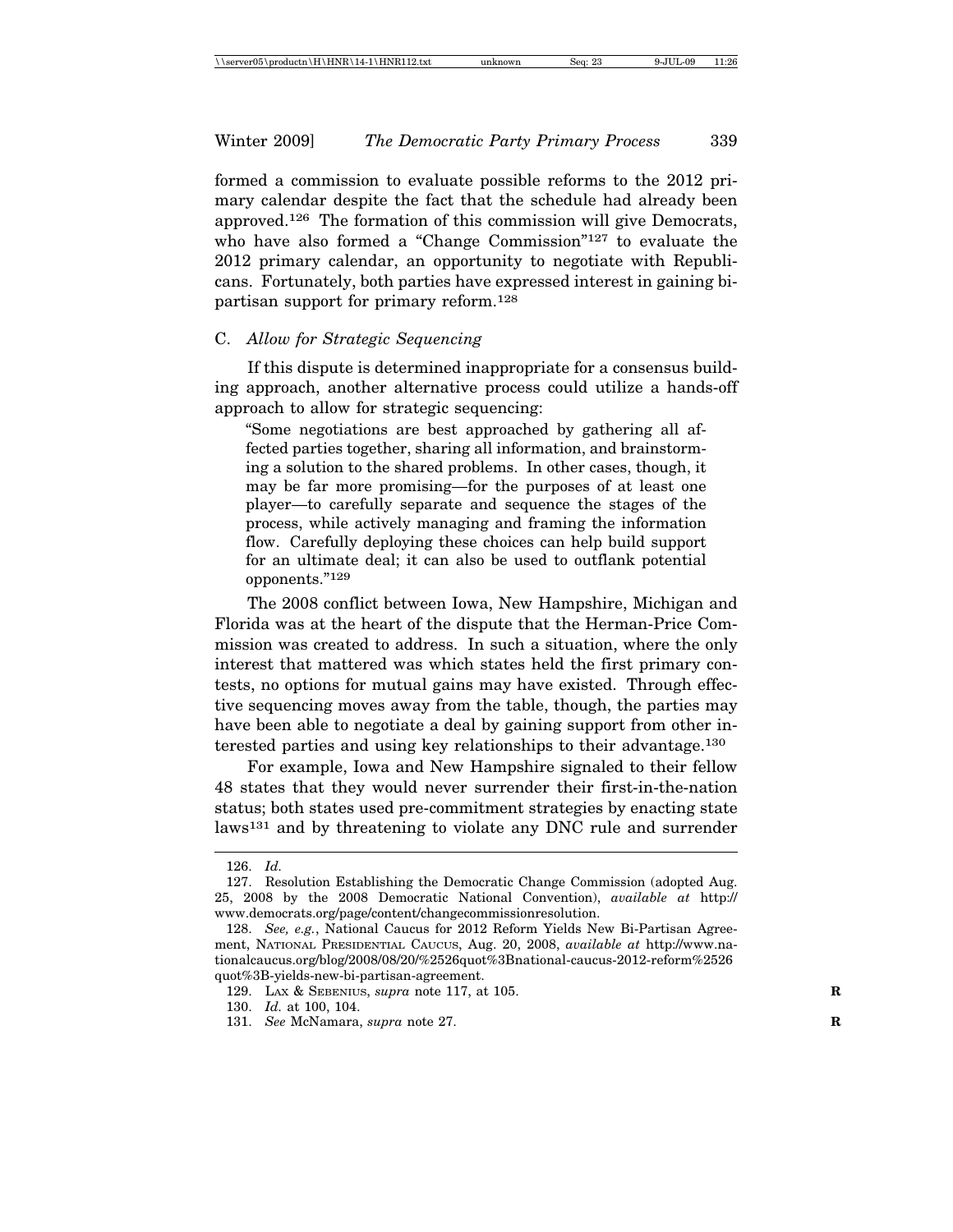formed a commission to evaluate possible reforms to the 2012 primary calendar despite the fact that the schedule had already been approved.[126] The formation of this commission will give Democrats, who have also formed a "Change Commission"[127] to evaluate the 2012 primary calendar, an opportunity to negotiate with Republicans. Fortunately, both parties have expressed interest in gaining bipartisan support for primary reform.[128]

### C. *Allow for Strategic Sequencing*

If this dispute is determined inappropriate for a consensus building approach, another alternative process could utilize a hands-off approach to allow for strategic sequencing:

> "Some negotiations are best approached by gathering all affected parties together, sharing all information, and brainstorming a solution to the shared problems. In other cases, though, it may be far more promising—for the purposes of at least one player—to carefully separate and sequence the stages of the process, while actively managing and framing the information flow. Carefully deploying these choices can help build support for an ultimate deal; it can also be used to outflank potential opponents."[129]

The 2008 conflict between Iowa, New Hampshire, Michigan and Florida was at the heart of the dispute that the Herman-Price Commission was created to address. In such a situation, where the only interest that mattered was which states held the first primary contests, no options for mutual gains may have existed. Through effective sequencing moves away from the table, though, the parties may have been able to negotiate a deal by gaining support from other interested parties and using key relationships to their advantage.[130]

For example, Iowa and New Hampshire signaled to their fellow 48 states that they would never surrender their first-in-the-nation status; both states used pre-commitment strategies by enacting state laws[131] and by threatening to violate any DNC rule and surrender

---

126. *Id.*

127. Resolution Establishing the Democratic Change Commission (adopted Aug. 25, 2008 by the 2008 Democratic National Convention), *available at* http://www.democrats.org/page/content/changecommissionresolution.

128. *See, e.g.*, National Caucus for 2012 Reform Yields New Bi-Partisan Agreement, NATIONAL PRESIDENTIAL CAUCUS, Aug. 20, 2008, *available at* http://www.nationalcaucus.org/blog/2008/08/20/%2526quot%3Bnational-caucus-2012-reform%2526quot%3B-yields-new-bi-partisan-agreement.

129. LAX & SEBENIUS, *supra* note 117, at 105.

130. *Id.* at 100, 104.

131. *See* McNamara, *supra* note 27.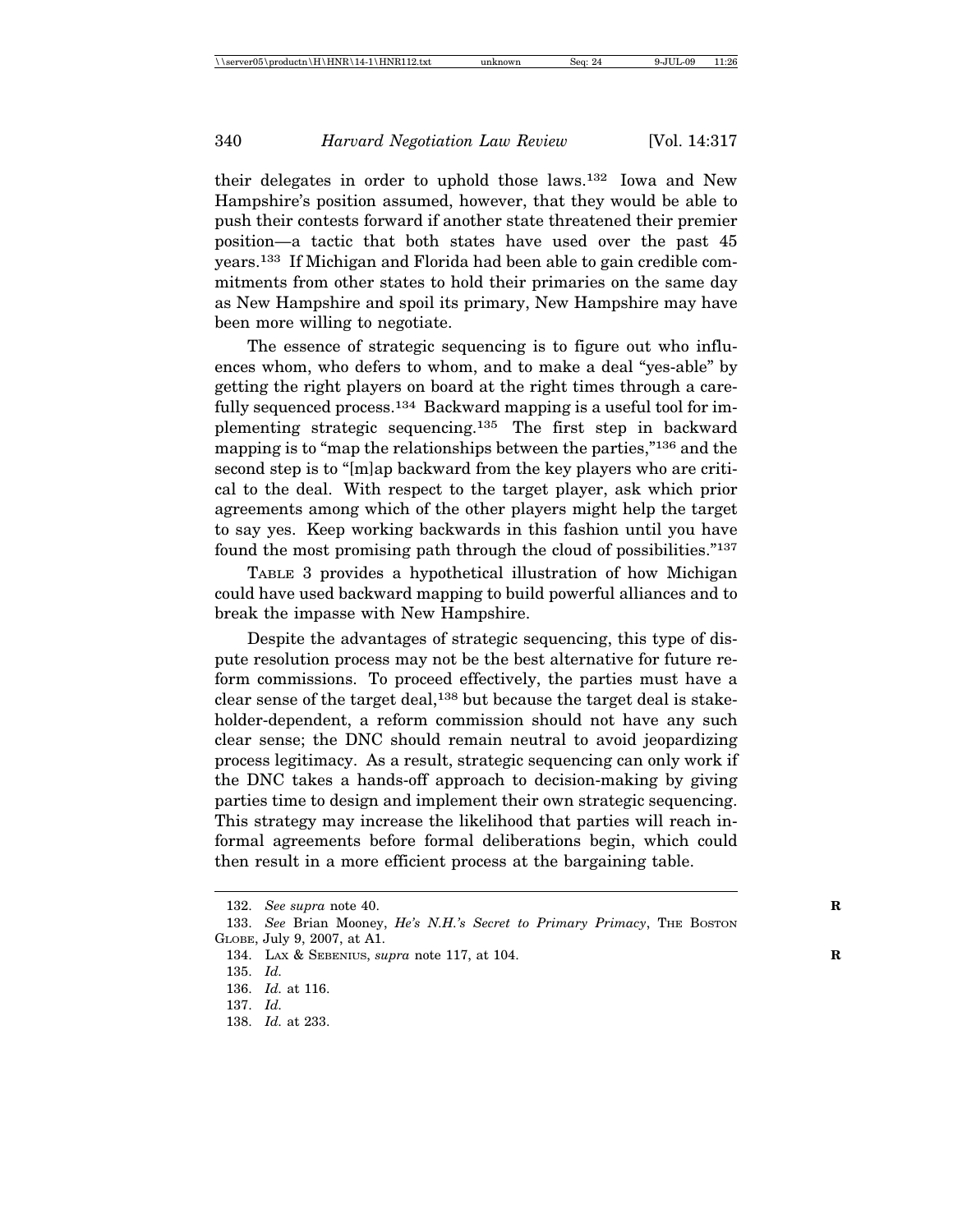their delegates in order to uphold those laws.[132] Iowa and New Hampshire's position assumed, however, that they would be able to push their contests forward if another state threatened their premier position—a tactic that both states have used over the past 45 years.[133] If Michigan and Florida had been able to gain credible commitments from other states to hold their primaries on the same day as New Hampshire and spoil its primary, New Hampshire may have been more willing to negotiate.

The essence of strategic sequencing is to figure out who influences whom, who defers to whom, and to make a deal "yes-able" by getting the right players on board at the right times through a carefully sequenced process.[134] Backward mapping is a useful tool for implementing strategic sequencing.[135] The first step in backward mapping is to "map the relationships between the parties,"[136] and the second step is to "[m]ap backward from the key players who are critical to the deal. With respect to the target player, ask which prior agreements among which of the other players might help the target to say yes. Keep working backwards in this fashion until you have found the most promising path through the cloud of possibilities."[137]

TABLE 3 provides a hypothetical illustration of how Michigan could have used backward mapping to build powerful alliances and to break the impasse with New Hampshire.

Despite the advantages of strategic sequencing, this type of dispute resolution process may not be the best alternative for future reform commissions. To proceed effectively, the parties must have a clear sense of the target deal,[138] but because the target deal is stakeholder-dependent, a reform commission should not have any such clear sense; the DNC should remain neutral to avoid jeopardizing process legitimacy. As a result, strategic sequencing can only work if the DNC takes a hands-off approach to decision-making by giving parties time to design and implement their own strategic sequencing. This strategy may increase the likelihood that parties will reach informal agreements before formal deliberations begin, which could then result in a more efficient process at the bargaining table.

---

132. *See supra* note 40.

133. *See* Brian Mooney, *He's N.H.'s Secret to Primary Primacy*, THE BOSTON GLOBE, July 9, 2007, at A1.

134. LAX & SEBENIUS, *supra* note 117, at 104.

135. *Id.*

136. *Id.* at 116.

137. *Id.*

138. *Id.* at 233.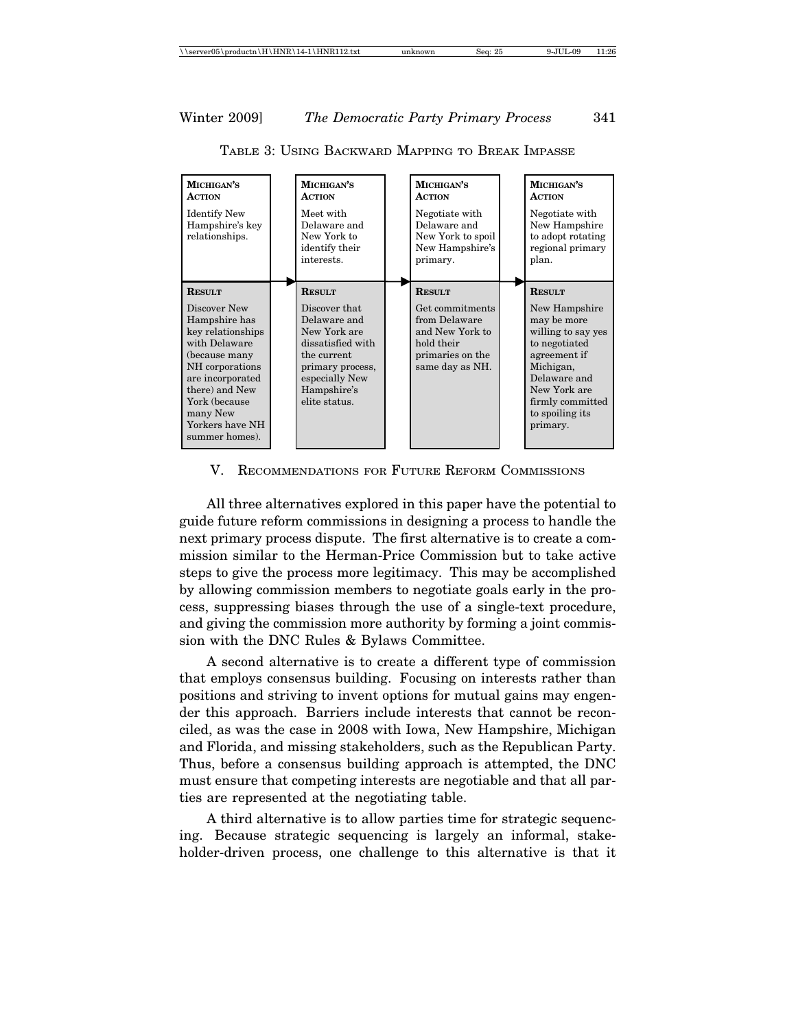TABLE 3: USING BACKWARD MAPPING TO BREAK IMPASSE

| **MICHIGAN'S ACTION** | **MICHIGAN'S ACTION** | **MICHIGAN'S ACTION** | **MICHIGAN'S ACTION** |
|---|---|---|---|
| Identify New Hampshire's key relationships. | Meet with Delaware and New York to identify their interests. | Negotiate with Delaware and New York to spoil New Hampshire's primary. | Negotiate with New Hampshire to adopt rotating regional primary plan. |
| **RESULT** | **RESULT** | **RESULT** | **RESULT** |
| Discover New Hampshire has key relationships with Delaware (because many NH corporations are incorporated there) and New York (because many New Yorkers have NH summer homes). | Discover that Delaware and New York are dissatisfied with the current primary process, especially New Hampshire's elite status. | Get commitments from Delaware and New York to hold their primaries on the same day as NH. | New Hampshire may be more willing to say yes to negotiated agreement if Michigan, Delaware and New York are firmly committed to spoiling its primary. |

## V. RECOMMENDATIONS FOR FUTURE REFORM COMMISSIONS

All three alternatives explored in this paper have the potential to guide future reform commissions in designing a process to handle the next primary process dispute. The first alternative is to create a commission similar to the Herman-Price Commission but to take active steps to give the process more legitimacy. This may be accomplished by allowing commission members to negotiate goals early in the process, suppressing biases through the use of a single-text procedure, and giving the commission more authority by forming a joint commission with the DNC Rules & Bylaws Committee.

A second alternative is to create a different type of commission that employs consensus building. Focusing on interests rather than positions and striving to invent options for mutual gains may engender this approach. Barriers include interests that cannot be reconciled, as was the case in 2008 with Iowa, New Hampshire, Michigan and Florida, and missing stakeholders, such as the Republican Party. Thus, before a consensus building approach is attempted, the DNC must ensure that competing interests are negotiable and that all parties are represented at the negotiating table.

A third alternative is to allow parties time for strategic sequencing. Because strategic sequencing is largely an informal, stakeholder-driven process, one challenge to this alternative is that it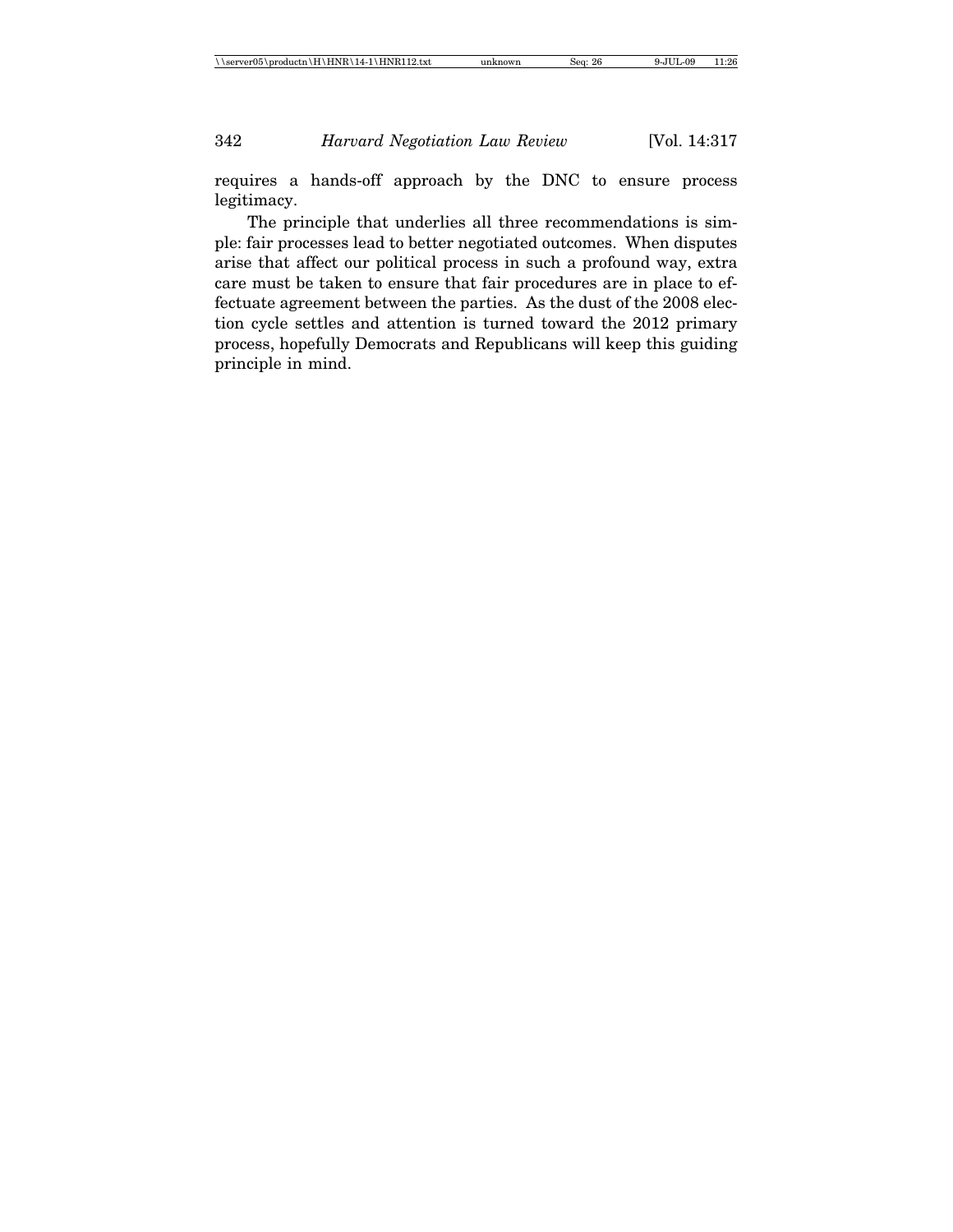requires a hands-off approach by the DNC to ensure process legitimacy.

The principle that underlies all three recommendations is simple: fair processes lead to better negotiated outcomes. When disputes arise that affect our political process in such a profound way, extra care must be taken to ensure that fair procedures are in place to effectuate agreement between the parties. As the dust of the 2008 election cycle settles and attention is turned toward the 2012 primary process, hopefully Democrats and Republicans will keep this guiding principle in mind.